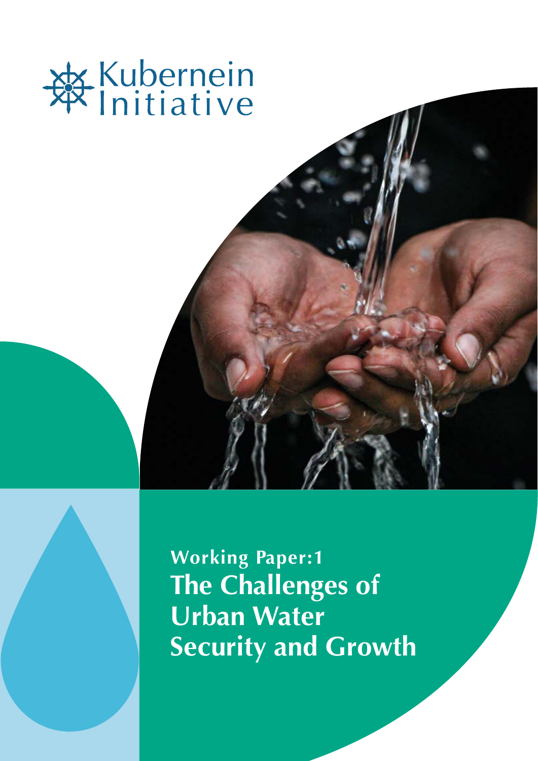Kubernein Initiative

**Working Paper:1**

# The Challenges of Urban Water Security and Growth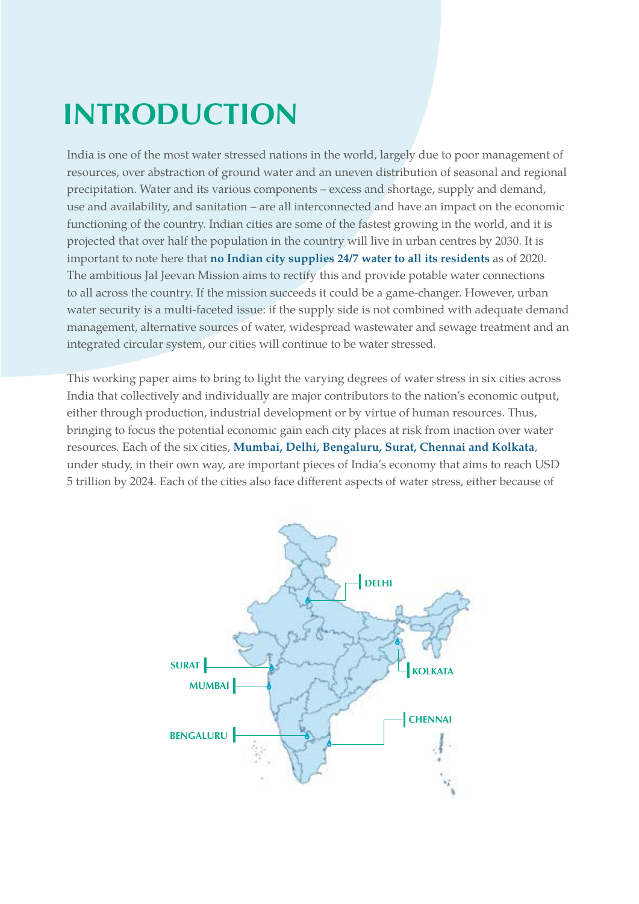# INTRODUCTION

India is one of the most water stressed nations in the world, largely due to poor management of resources, over abstraction of ground water and an uneven distribution of seasonal and regional precipitation. Water and its various components – excess and shortage, supply and demand, use and availability, and sanitation – are all interconnected and have an impact on the economic functioning of the country. Indian cities are some of the fastest growing in the world, and it is projected that over half the population in the country will live in urban centres by 2030. It is important to note here that **no Indian city supplies 24/7 water to all its residents** as of 2020. The ambitious Jal Jeevan Mission aims to rectify this and provide potable water connections to all across the country. If the mission succeeds it could be a game-changer. However, urban water security is a multi-faceted issue: if the supply side is not combined with adequate demand management, alternative sources of water, widespread wastewater and sewage treatment and an integrated circular system, our cities will continue to be water stressed.

This working paper aims to bring to light the varying degrees of water stress in six cities across India that collectively and individually are major contributors to the nation's economic output, either through production, industrial development or by virtue of human resources. Thus, bringing to focus the potential economic gain each city places at risk from inaction over water resources. Each of the six cities, **Mumbai, Delhi, Bengaluru, Surat, Chennai and Kolkata**, under study, in their own way, are important pieces of India's economy that aims to reach USD 5 trillion by 2024. Each of the cities also face different aspects of water stress, either because of

DELHI

SURAT

KOLKATA

MUMBAI

CHENNAI

BENGALURU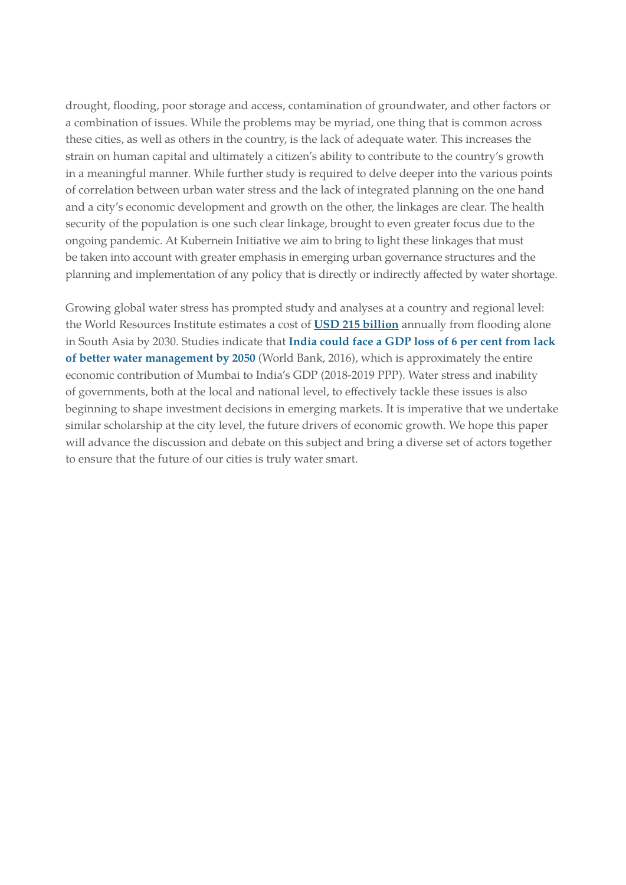drought, flooding, poor storage and access, contamination of groundwater, and other factors or a combination of issues. While the problems may be myriad, one thing that is common across these cities, as well as others in the country, is the lack of adequate water. This increases the strain on human capital and ultimately a citizen's ability to contribute to the country's growth in a meaningful manner. While further study is required to delve deeper into the various points of correlation between urban water stress and the lack of integrated planning on the one hand and a city's economic development and growth on the other, the linkages are clear. The health security of the population is one such clear linkage, brought to even greater focus due to the ongoing pandemic. At Kubernein Initiative we aim to bring to light these linkages that must be taken into account with greater emphasis in emerging urban governance structures and the planning and implementation of any policy that is directly or indirectly affected by water shortage.

Growing global water stress has prompted study and analyses at a country and regional level: the World Resources Institute estimates a cost of **USD 215 billion** annually from flooding alone in South Asia by 2030. Studies indicate that **India could face a GDP loss of 6 per cent from lack of better water management by 2050** (World Bank, 2016), which is approximately the entire economic contribution of Mumbai to India's GDP (2018-2019 PPP). Water stress and inability of governments, both at the local and national level, to effectively tackle these issues is also beginning to shape investment decisions in emerging markets. It is imperative that we undertake similar scholarship at the city level, the future drivers of economic growth. We hope this paper will advance the discussion and debate on this subject and bring a diverse set of actors together to ensure that the future of our cities is truly water smart.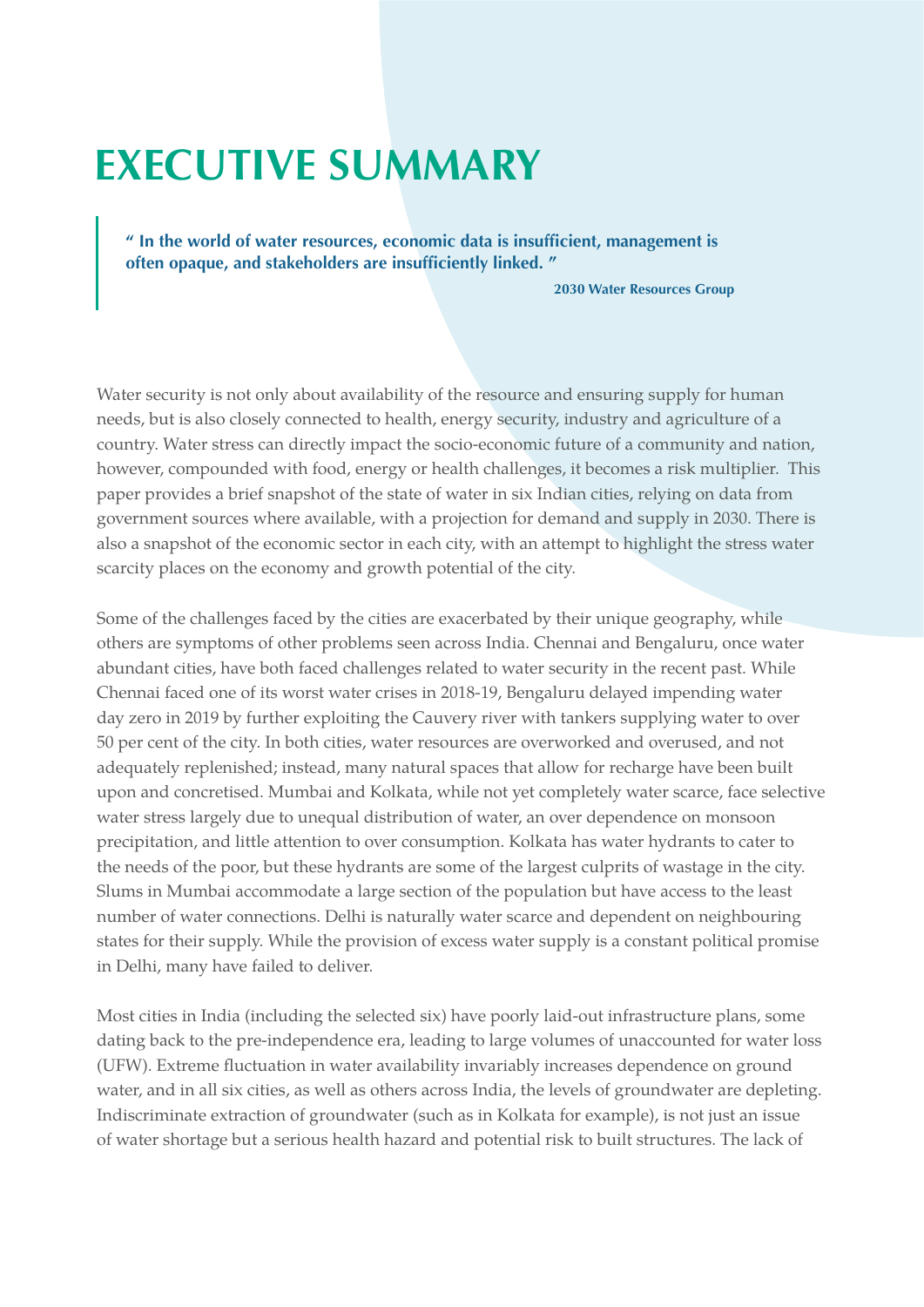# EXECUTIVE SUMMARY

> **" In the world of water resources, economic data is insufficient, management is often opaque, and stakeholders are insufficiently linked. "**
>
> **2030 Water Resources Group**

Water security is not only about availability of the resource and ensuring supply for human needs, but is also closely connected to health, energy security, industry and agriculture of a country. Water stress can directly impact the socio-economic future of a community and nation, however, compounded with food, energy or health challenges, it becomes a risk multiplier. This paper provides a brief snapshot of the state of water in six Indian cities, relying on data from government sources where available, with a projection for demand and supply in 2030. There is also a snapshot of the economic sector in each city, with an attempt to highlight the stress water scarcity places on the economy and growth potential of the city.

Some of the challenges faced by the cities are exacerbated by their unique geography, while others are symptoms of other problems seen across India. Chennai and Bengaluru, once water abundant cities, have both faced challenges related to water security in the recent past. While Chennai faced one of its worst water crises in 2018-19, Bengaluru delayed impending water day zero in 2019 by further exploiting the Cauvery river with tankers supplying water to over 50 per cent of the city. In both cities, water resources are overworked and overused, and not adequately replenished; instead, many natural spaces that allow for recharge have been built upon and concretised. Mumbai and Kolkata, while not yet completely water scarce, face selective water stress largely due to unequal distribution of water, an over dependence on monsoon precipitation, and little attention to over consumption. Kolkata has water hydrants to cater to the needs of the poor, but these hydrants are some of the largest culprits of wastage in the city. Slums in Mumbai accommodate a large section of the population but have access to the least number of water connections. Delhi is naturally water scarce and dependent on neighbouring states for their supply. While the provision of excess water supply is a constant political promise in Delhi, many have failed to deliver.

Most cities in India (including the selected six) have poorly laid-out infrastructure plans, some dating back to the pre-independence era, leading to large volumes of unaccounted for water loss (UFW). Extreme fluctuation in water availability invariably increases dependence on ground water, and in all six cities, as well as others across India, the levels of groundwater are depleting. Indiscriminate extraction of groundwater (such as in Kolkata for example), is not just an issue of water shortage but a serious health hazard and potential risk to built structures. The lack of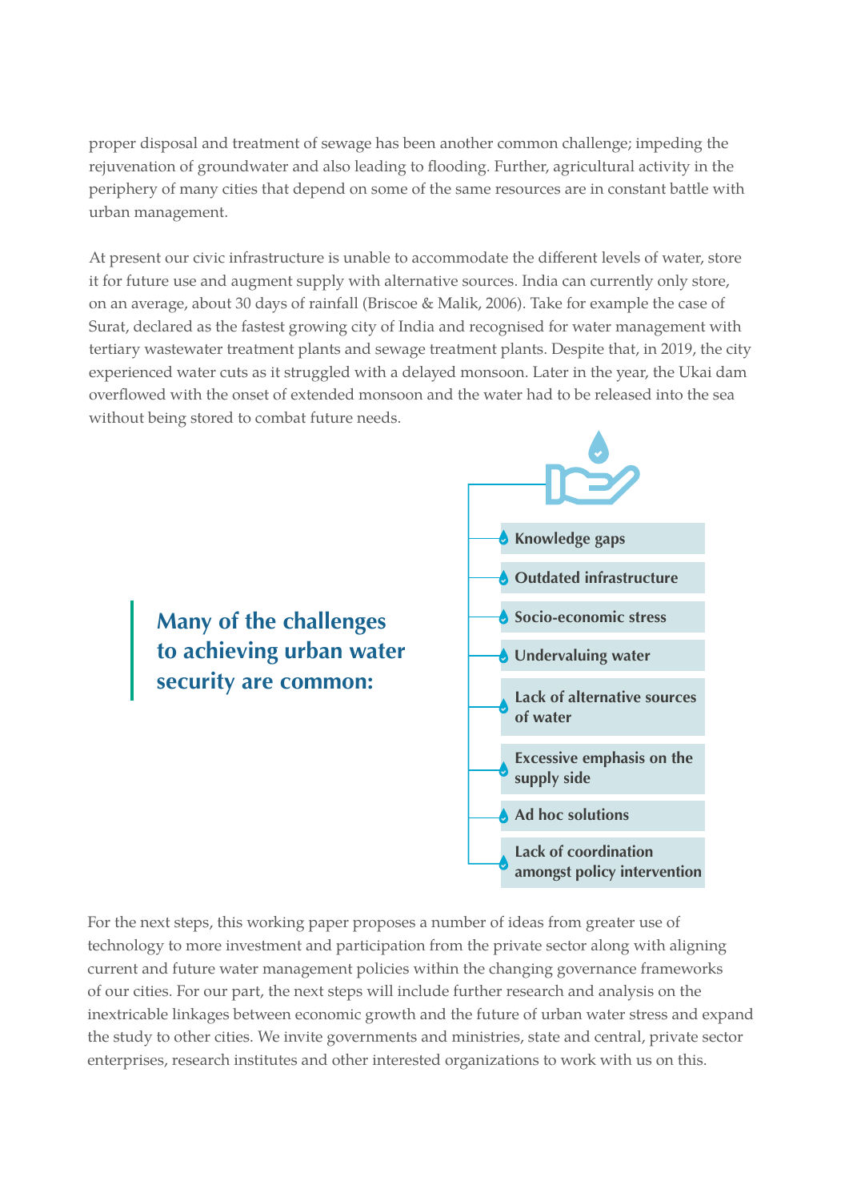proper disposal and treatment of sewage has been another common challenge; impeding the rejuvenation of groundwater and also leading to flooding. Further, agricultural activity in the periphery of many cities that depend on some of the same resources are in constant battle with urban management.

At present our civic infrastructure is unable to accommodate the different levels of water, store it for future use and augment supply with alternative sources. India can currently only store, on an average, about 30 days of rainfall (Briscoe & Malik, 2006). Take for example the case of Surat, declared as the fastest growing city of India and recognised for water management with tertiary wastewater treatment plants and sewage treatment plants. Despite that, in 2019, the city experienced water cuts as it struggled with a delayed monsoon. Later in the year, the Ukai dam overflowed with the onset of extended monsoon and the water had to be released into the sea without being stored to combat future needs.

**Many of the challenges to achieving urban water security are common:**

- **Knowledge gaps**
- **Outdated infrastructure**
- **Socio-economic stress**
- **Undervaluing water**
- **Lack of alternative sources of water**
- **Excessive emphasis on the supply side**
- **Ad hoc solutions**
- **Lack of coordination amongst policy intervention**

For the next steps, this working paper proposes a number of ideas from greater use of technology to more investment and participation from the private sector along with aligning current and future water management policies within the changing governance frameworks of our cities. For our part, the next steps will include further research and analysis on the inextricable linkages between economic growth and the future of urban water stress and expand the study to other cities. We invite governments and ministries, state and central, private sector enterprises, research institutes and other interested organizations to work with us on this.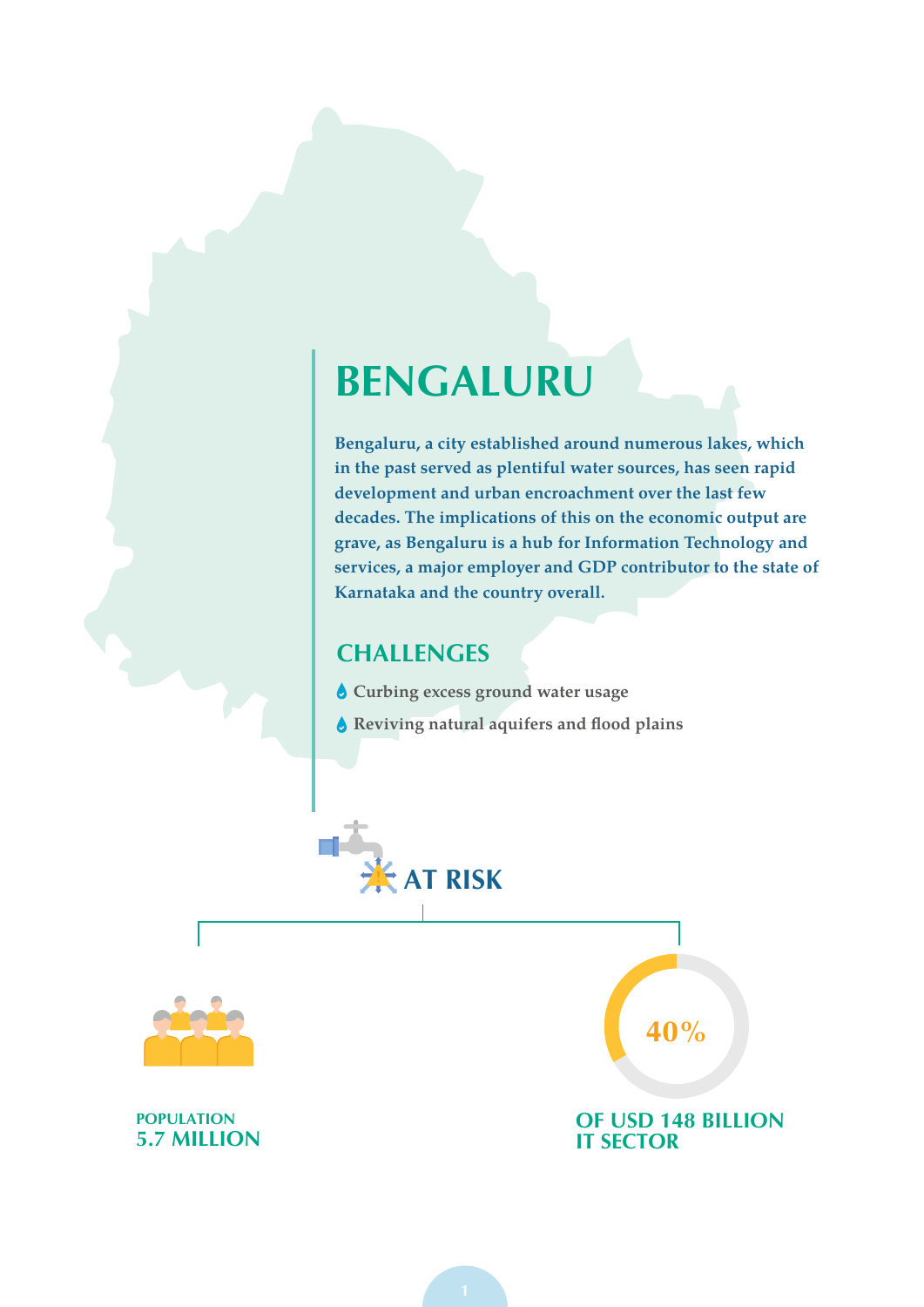# BENGALURU

**Bengaluru, a city established around numerous lakes, which in the past served as plentiful water sources, has seen rapid development and urban encroachment over the last few decades. The implications of this on the economic output are grave, as Bengaluru is a hub for Information Technology and services, a major employer and GDP contributor to the state of Karnataka and the country overall.**

## CHALLENGES

- Curbing excess ground water usage
- Reviving natural aquifers and flood plains

## AT RISK

POPULATION
**5.7 MILLION**

40%

**OF USD 148 BILLION IT SECTOR**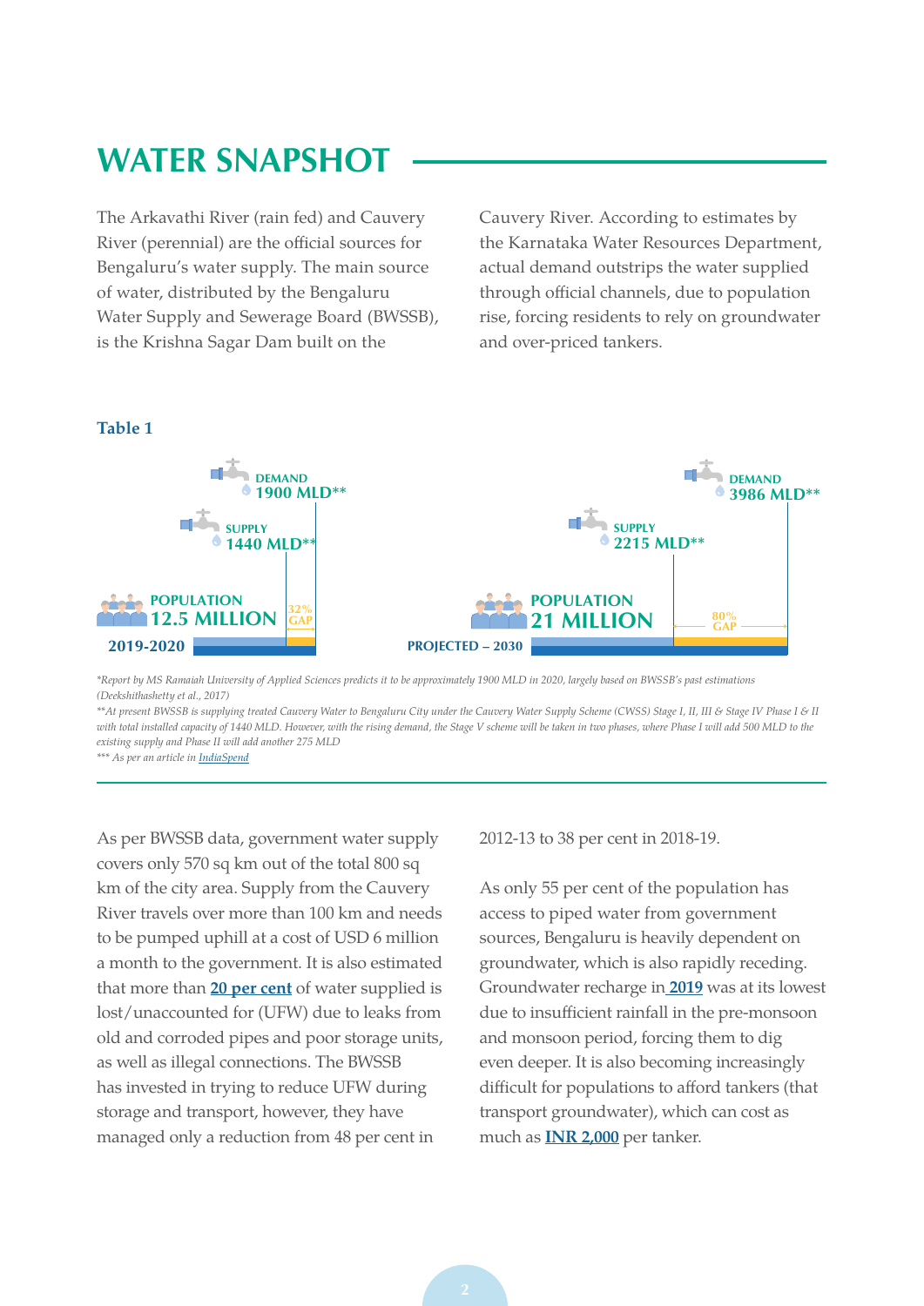# WATER SNAPSHOT

The Arkavathi River (rain fed) and Cauvery River (perennial) are the official sources for Bengaluru's water supply. The main source of water, distributed by the Bengaluru Water Supply and Sewerage Board (BWSSB), is the Krishna Sagar Dam built on the Cauvery River. According to estimates by the Karnataka Water Resources Department, actual demand outstrips the water supplied through official channels, due to population rise, forcing residents to rely on groundwater and over-priced tankers.

**Table 1**

| | 2019-2020 | PROJECTED – 2030 |
|---|---|---|
| POPULATION | 12.5 MILLION | 21 MILLION |
| SUPPLY | 1440 MLD** | 2215 MLD** |
| DEMAND | 1900 MLD** | 3986 MLD** |
| GAP | 32% | 80% |

*Report by MS Ramaiah University of Applied Sciences predicts it to be approximately 1900 MLD in 2020, largely based on BWSSB's past estimations (Deekshithashetty et al., 2017)*

*\*\*At present BWSSB is supplying treated Cauvery Water to Bengaluru City under the Cauvery Water Supply Scheme (CWSS) Stage I, II, III & Stage IV Phase I & II with total installed capacity of 1440 MLD. However, with the rising demand, the Stage V scheme will be taken in two phases, where Phase I will add 500 MLD to the existing supply and Phase II will add another 275 MLD*

*\*\*\* As per an article in IndiaSpend*

As per BWSSB data, government water supply covers only 570 sq km out of the total 800 sq km of the city area. Supply from the Cauvery River travels over more than 100 km and needs to be pumped uphill at a cost of USD 6 million a month to the government. It is also estimated that more than **20 per cent** of water supplied is lost/unaccounted for (UFW) due to leaks from old and corroded pipes and poor storage units, as well as illegal connections. The BWSSB has invested in trying to reduce UFW during storage and transport, however, they have managed only a reduction from 48 per cent in 2012-13 to 38 per cent in 2018-19.

As only 55 per cent of the population has access to piped water from government sources, Bengaluru is heavily dependent on groundwater, which is also rapidly receding. Groundwater recharge in **2019** was at its lowest due to insufficient rainfall in the pre-monsoon and monsoon period, forcing them to dig even deeper. It is also becoming increasingly difficult for populations to afford tankers (that transport groundwater), which can cost as much as **INR 2,000** per tanker.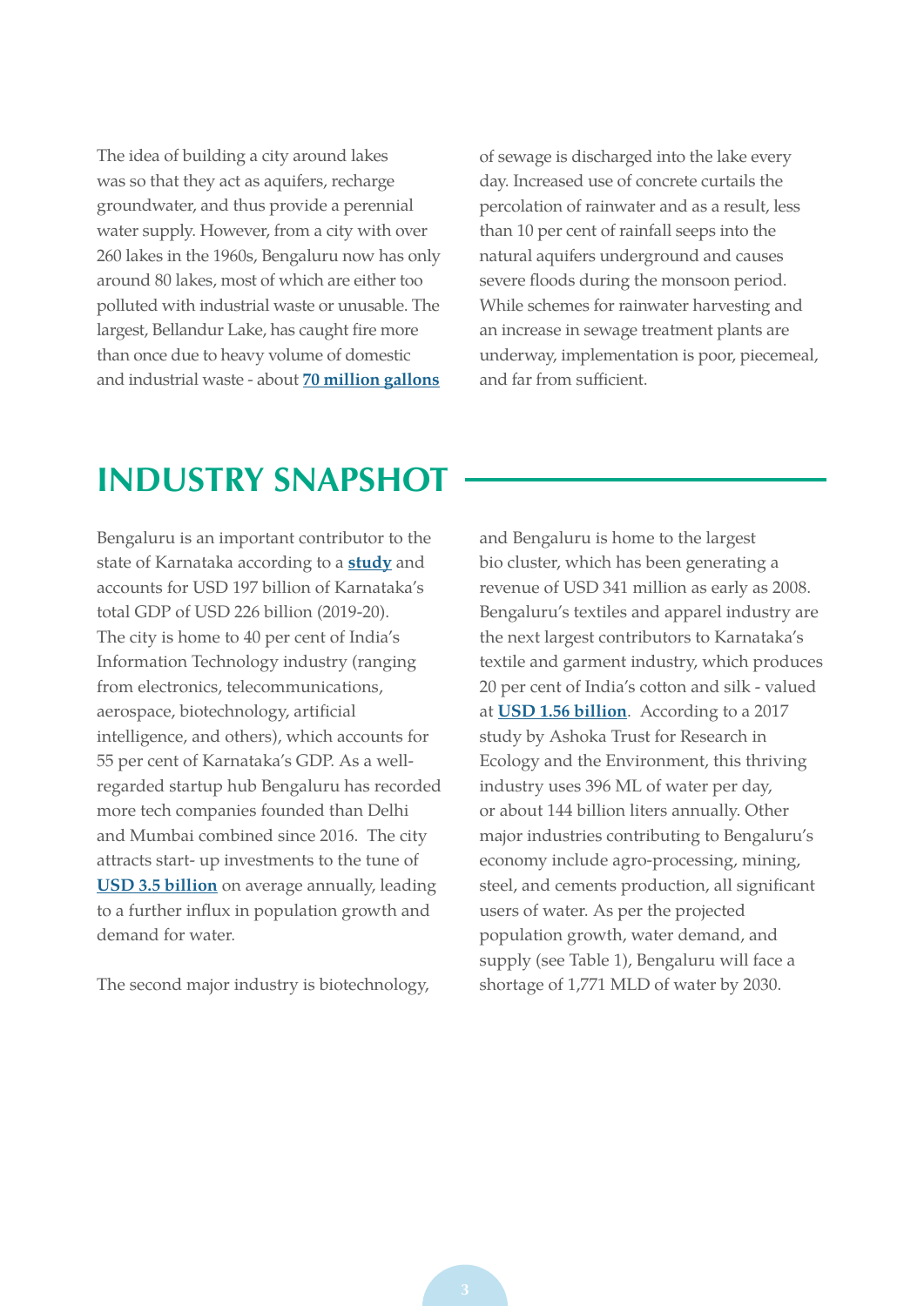The idea of building a city around lakes was so that they act as aquifers, recharge groundwater, and thus provide a perennial water supply. However, from a city with over 260 lakes in the 1960s, Bengaluru now has only around 80 lakes, most of which are either too polluted with industrial waste or unusable. The largest, Bellandur Lake, has caught fire more than once due to heavy volume of domestic and industrial waste - about **70 million gallons** of sewage is discharged into the lake every day. Increased use of concrete curtails the percolation of rainwater and as a result, less than 10 per cent of rainfall seeps into the natural aquifers underground and causes severe floods during the monsoon period. While schemes for rainwater harvesting and an increase in sewage treatment plants are underway, implementation is poor, piecemeal, and far from sufficient.

## INDUSTRY SNAPSHOT

Bengaluru is an important contributor to the state of Karnataka according to a **study** and accounts for USD 197 billion of Karnataka's total GDP of USD 226 billion (2019-20). The city is home to 40 per cent of India's Information Technology industry (ranging from electronics, telecommunications, aerospace, biotechnology, artificial intelligence, and others), which accounts for 55 per cent of Karnataka's GDP. As a well-regarded startup hub Bengaluru has recorded more tech companies founded than Delhi and Mumbai combined since 2016. The city attracts start- up investments to the tune of **USD 3.5 billion** on average annually, leading to a further influx in population growth and demand for water.

The second major industry is biotechnology, and Bengaluru is home to the largest bio cluster, which has been generating a revenue of USD 341 million as early as 2008. Bengaluru's textiles and apparel industry are the next largest contributors to Karnataka's textile and garment industry, which produces 20 per cent of India's cotton and silk - valued at **USD 1.56 billion**. According to a 2017 study by Ashoka Trust for Research in Ecology and the Environment, this thriving industry uses 396 ML of water per day, or about 144 billion liters annually. Other major industries contributing to Bengaluru's economy include agro-processing, mining, steel, and cements production, all significant users of water. As per the projected population growth, water demand, and supply (see Table 1), Bengaluru will face a shortage of 1,771 MLD of water by 2030.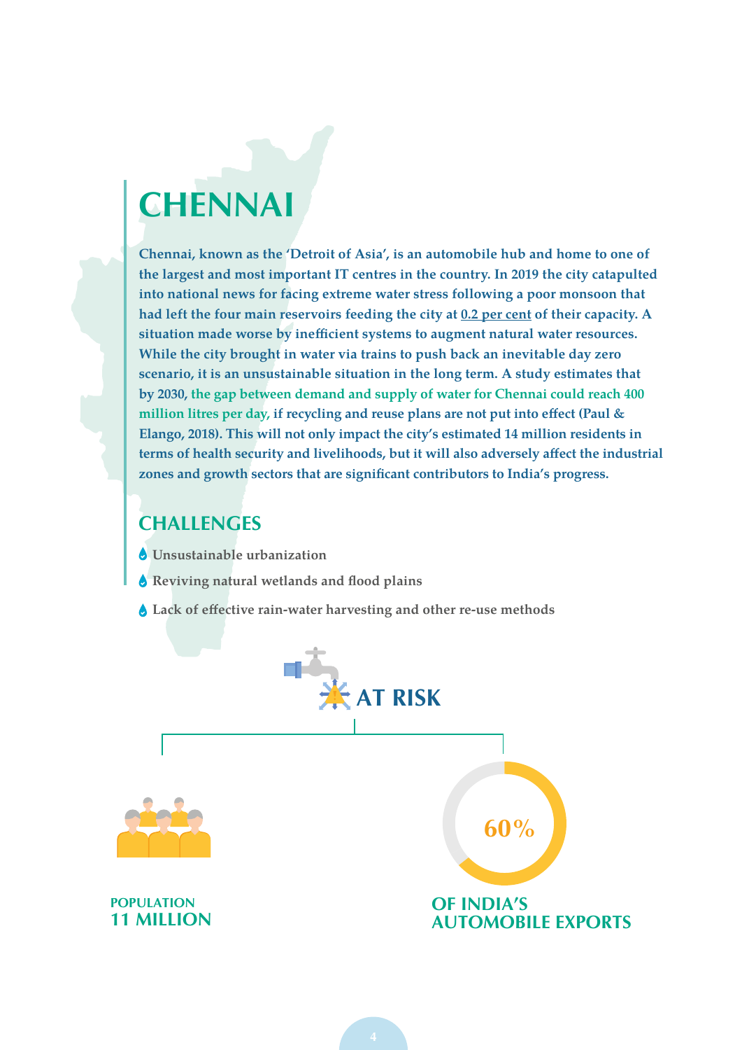# CHENNAI

**Chennai, known as the 'Detroit of Asia', is an automobile hub and home to one of the largest and most important IT centres in the country. In 2019 the city catapulted into national news for facing extreme water stress following a poor monsoon that had left the four main reservoirs feeding the city at 0.2 per cent of their capacity. A situation made worse by inefficient systems to augment natural water resources. While the city brought in water via trains to push back an inevitable day zero scenario, it is an unsustainable situation in the long term. A study estimates that by 2030, the gap between demand and supply of water for Chennai could reach 400 million litres per day, if recycling and reuse plans are not put into effect (Paul & Elango, 2018). This will not only impact the city's estimated 14 million residents in terms of health security and livelihoods, but it will also adversely affect the industrial zones and growth sectors that are significant contributors to India's progress.**

## CHALLENGES

- **Unsustainable urbanization**
- **Reviving natural wetlands and flood plains**
- **Lack of effective rain-water harvesting and other re-use methods**

## AT RISK

**POPULATION**
**11 MILLION**

**60%**
**OF INDIA'S AUTOMOBILE EXPORTS**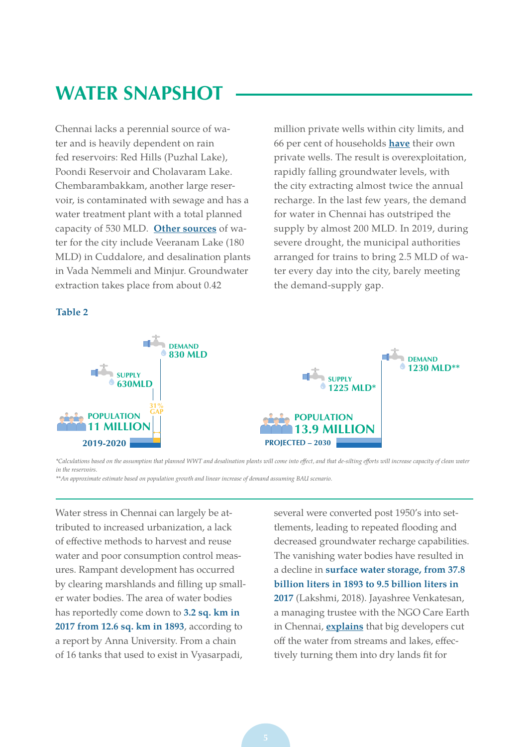## WATER SNAPSHOT

Chennai lacks a perennial source of water and is heavily dependent on rain fed reservoirs: Red Hills (Puzhal Lake), Poondi Reservoir and Cholavaram Lake. Chembarambakkam, another large reservoir, is contaminated with sewage and has a water treatment plant with a total planned capacity of 530 MLD. **Other sources** of water for the city include Veeranam Lake (180 MLD) in Cuddalore, and desalination plants in Vada Nemmeli and Minjur. Groundwater extraction takes place from about 0.42 million private wells within city limits, and 66 per cent of households **have** their own private wells. The result is overexploitation, rapidly falling groundwater levels, with the city extracting almost twice the annual recharge. In the last few years, the demand for water in Chennai has outstriped the supply by almost 200 MLD. In 2019, during severe drought, the municipal authorities arranged for trains to bring 2.5 MLD of water every day into the city, barely meeting the demand-supply gap.

**Table 2**

| | 2019-2020 | PROJECTED – 2030 |
|---|---|---|
| POPULATION | 11 MILLION | 13.9 MILLION |
| SUPPLY | 630MLD | 1225 MLD* |
| DEMAND | 830 MLD | 1230 MLD** |
| GAP | 31% | |

*Calculations based on the assumption that planned WWT and desalination plants will come into effect, and that de-silting efforts will increase capacity of clean water in the reservoirs.*

*\*\*An approximate estimate based on population growth and linear increase of demand assuming BAU scenario.*

Water stress in Chennai can largely be attributed to increased urbanization, a lack of effective methods to harvest and reuse water and poor consumption control measures. Rampant development has occurred by clearing marshlands and filling up smaller water bodies. The area of water bodies has reportedly come down to **3.2 sq. km in 2017 from 12.6 sq. km in 1893**, according to a report by Anna University. From a chain of 16 tanks that used to exist in Vyasarpadi, several were converted post 1950's into settlements, leading to repeated flooding and decreased groundwater recharge capabilities. The vanishing water bodies have resulted in a decline in **surface water storage, from 37.8 billion liters in 1893 to 9.5 billion liters in 2017** (Lakshmi, 2018). Jayashree Venkatesan, a managing trustee with the NGO Care Earth in Chennai, **explains** that big developers cut off the water from streams and lakes, effectively turning them into dry lands fit for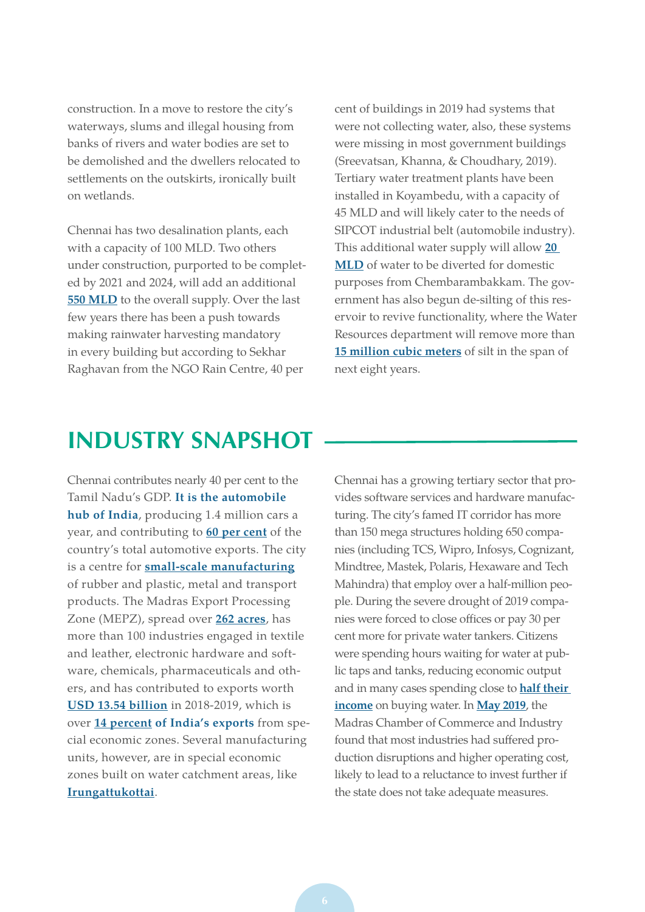construction. In a move to restore the city's waterways, slums and illegal housing from banks of rivers and water bodies are set to be demolished and the dwellers relocated to settlements on the outskirts, ironically built on wetlands.

Chennai has two desalination plants, each with a capacity of 100 MLD. Two others under construction, purported to be completed by 2021 and 2024, will add an additional **550 MLD** to the overall supply. Over the last few years there has been a push towards making rainwater harvesting mandatory in every building but according to Sekhar Raghavan from the NGO Rain Centre, 40 per cent of buildings in 2019 had systems that were not collecting water, also, these systems were missing in most government buildings (Sreevatsan, Khanna, & Choudhary, 2019). Tertiary water treatment plants have been installed in Koyambedu, with a capacity of 45 MLD and will likely cater to the needs of SIPCOT industrial belt (automobile industry). This additional water supply will allow **20 MLD** of water to be diverted for domestic purposes from Chembarambakkam. The government has also begun de-silting of this reservoir to revive functionality, where the Water Resources department will remove more than **15 million cubic meters** of silt in the span of next eight years.

## INDUSTRY SNAPSHOT

Chennai contributes nearly 40 per cent to the Tamil Nadu's GDP. **It is the automobile hub of India**, producing 1.4 million cars a year, and contributing to **60 per cent** of the country's total automotive exports. The city is a centre for **small-scale manufacturing** of rubber and plastic, metal and transport products. The Madras Export Processing Zone (MEPZ), spread over **262 acres**, has more than 100 industries engaged in textile and leather, electronic hardware and software, chemicals, pharmaceuticals and others, and has contributed to exports worth **USD 13.54 billion** in 2018-2019, which is over **14 percent of India's exports** from special economic zones. Several manufacturing units, however, are in special economic zones built on water catchment areas, like **Irungattukottai**.

Chennai has a growing tertiary sector that provides software services and hardware manufacturing. The city's famed IT corridor has more than 150 mega structures holding 650 companies (including TCS, Wipro, Infosys, Cognizant, Mindtree, Mastek, Polaris, Hexaware and Tech Mahindra) that employ over a half-million people. During the severe drought of 2019 companies were forced to close offices or pay 30 per cent more for private water tankers. Citizens were spending hours waiting for water at public taps and tanks, reducing economic output and in many cases spending close to **half their income** on buying water. In **May 2019**, the Madras Chamber of Commerce and Industry found that most industries had suffered production disruptions and higher operating cost, likely to lead to a reluctance to invest further if the state does not take adequate measures.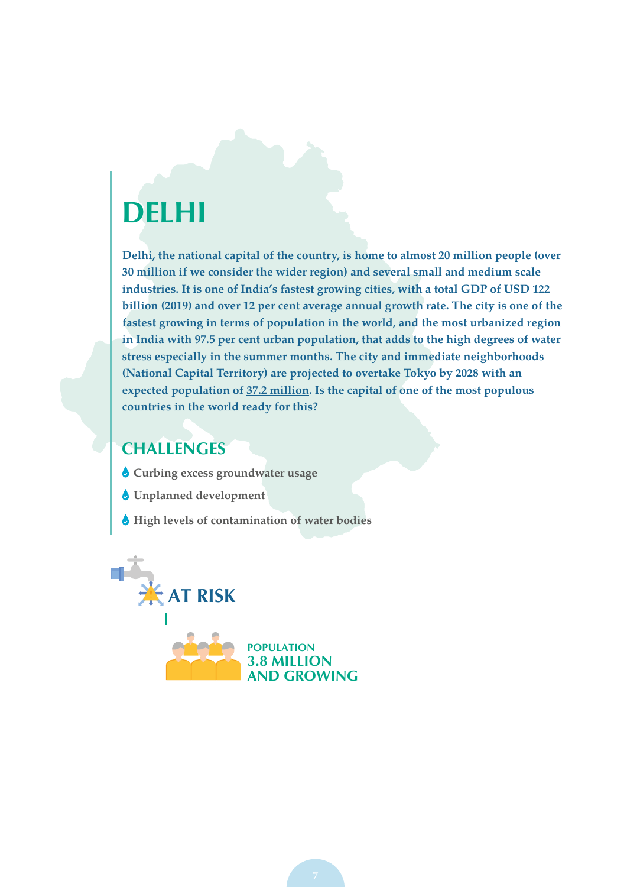# DELHI

**Delhi, the national capital of the country, is home to almost 20 million people (over 30 million if we consider the wider region) and several small and medium scale industries. It is one of India's fastest growing cities, with a total GDP of USD 122 billion (2019) and over 12 per cent average annual growth rate. The city is one of the fastest growing in terms of population in the world, and the most urbanized region in India with 97.5 per cent urban population, that adds to the high degrees of water stress especially in the summer months. The city and immediate neighborhoods (National Capital Territory) are projected to overtake Tokyo by 2028 with an expected population of 37.2 million. Is the capital of one of the most populous countries in the world ready for this?**

## CHALLENGES

- Curbing excess groundwater usage
- Unplanned development
- High levels of contamination of water bodies

## AT RISK

POPULATION
**3.8 MILLION AND GROWING**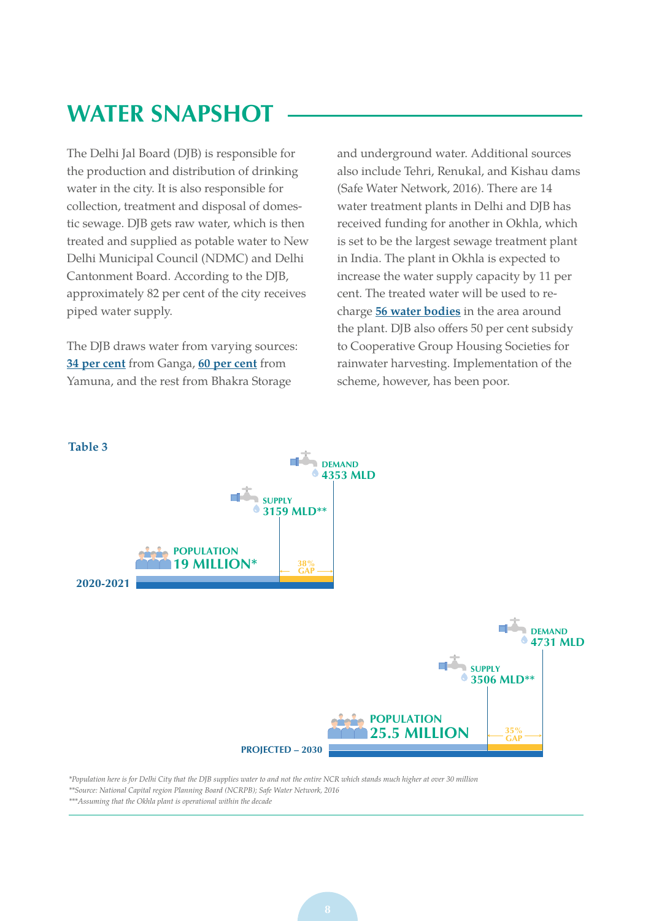# WATER SNAPSHOT

The Delhi Jal Board (DJB) is responsible for the production and distribution of drinking water in the city. It is also responsible for collection, treatment and disposal of domestic sewage. DJB gets raw water, which is then treated and supplied as potable water to New Delhi Municipal Council (NDMC) and Delhi Cantonment Board. According to the DJB, approximately 82 per cent of the city receives piped water supply.

The DJB draws water from varying sources: **34 per cent** from Ganga, **60 per cent** from Yamuna, and the rest from Bhakra Storage and underground water. Additional sources also include Tehri, Renukal, and Kishau dams (Safe Water Network, 2016). There are 14 water treatment plants in Delhi and DJB has received funding for another in Okhla, which is set to be the largest sewage treatment plant in India. The plant in Okhla is expected to increase the water supply capacity by 11 per cent. The treated water will be used to recharge **56 water bodies** in the area around the plant. DJB also offers 50 per cent subsidy to Cooperative Group Housing Societies for rainwater harvesting. Implementation of the scheme, however, has been poor.

**Table 3**

| | Population | Supply | Demand | Gap |
|---|---|---|---|---|
| 2020-2021 | 19 MILLION* | 3159 MLD** | 4353 MLD | 38% |
| PROJECTED – 2030 | 25.5 MILLION | 3506 MLD** | 4731 MLD | 35% |

*\*Population here is for Delhi City that the DJB supplies water to and not the entire NCR which stands much higher at over 30 million*

*\*\*Source: National Capital region Planning Board (NCRPB); Safe Water Network, 2016*

*\*\*\*Assuming that the Okhla plant is operational within the decade*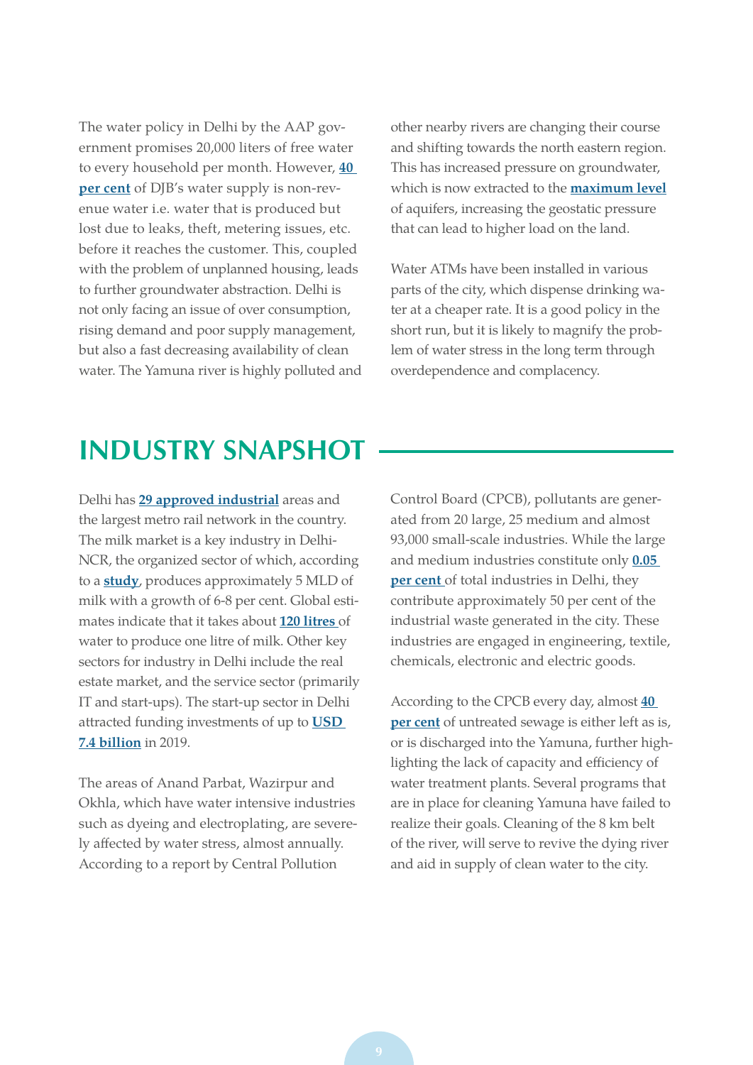The water policy in Delhi by the AAP government promises 20,000 liters of free water to every household per month. However, **40 per cent** of DJB's water supply is non-revenue water i.e. water that is produced but lost due to leaks, theft, metering issues, etc. before it reaches the customer. This, coupled with the problem of unplanned housing, leads to further groundwater abstraction. Delhi is not only facing an issue of over consumption, rising demand and poor supply management, but also a fast decreasing availability of clean water. The Yamuna river is highly polluted and other nearby rivers are changing their course and shifting towards the north eastern region. This has increased pressure on groundwater, which is now extracted to the **maximum level** of aquifers, increasing the geostatic pressure that can lead to higher load on the land.

Water ATMs have been installed in various parts of the city, which dispense drinking water at a cheaper rate. It is a good policy in the short run, but it is likely to magnify the problem of water stress in the long term through overdependence and complacency.

## INDUSTRY SNAPSHOT

Delhi has **29 approved industrial** areas and the largest metro rail network in the country. The milk market is a key industry in Delhi-NCR, the organized sector of which, according to a **study**, produces approximately 5 MLD of milk with a growth of 6-8 per cent. Global estimates indicate that it takes about **120 litres** of water to produce one litre of milk. Other key sectors for industry in Delhi include the real estate market, and the service sector (primarily IT and start-ups). The start-up sector in Delhi attracted funding investments of up to **USD 7.4 billion** in 2019.

The areas of Anand Parbat, Wazirpur and Okhla, which have water intensive industries such as dyeing and electroplating, are severely affected by water stress, almost annually. According to a report by Central Pollution Control Board (CPCB), pollutants are generated from 20 large, 25 medium and almost 93,000 small-scale industries. While the large and medium industries constitute only **0.05 per cent** of total industries in Delhi, they contribute approximately 50 per cent of the industrial waste generated in the city. These industries are engaged in engineering, textile, chemicals, electronic and electric goods.

According to the CPCB every day, almost **40 per cent** of untreated sewage is either left as is, or is discharged into the Yamuna, further highlighting the lack of capacity and efficiency of water treatment plants. Several programs that are in place for cleaning Yamuna have failed to realize their goals. Cleaning of the 8 km belt of the river, will serve to revive the dying river and aid in supply of clean water to the city.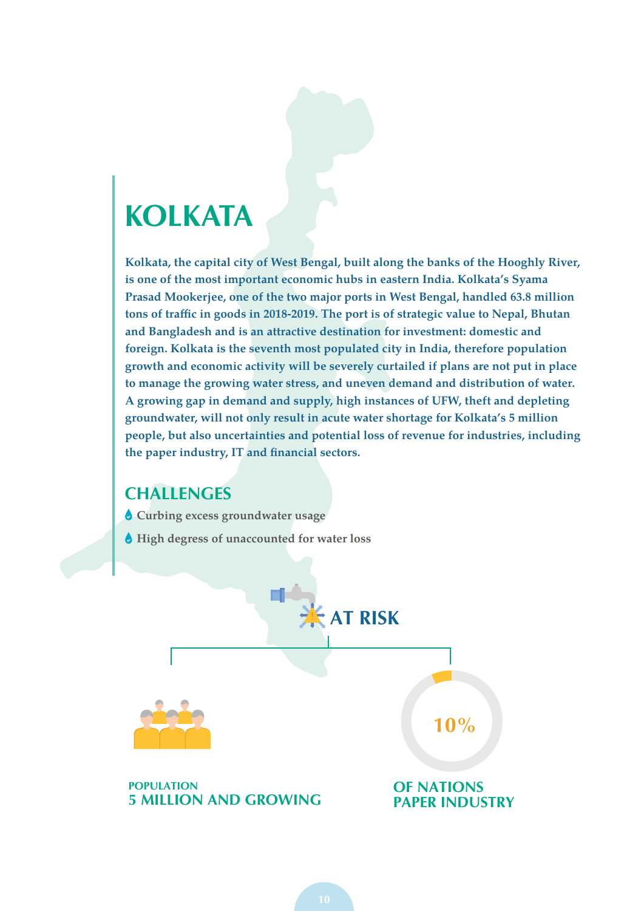# KOLKATA

**Kolkata, the capital city of West Bengal, built along the banks of the Hooghly River, is one of the most important economic hubs in eastern India. Kolkata's Syama Prasad Mookerjee, one of the two major ports in West Bengal, handled 63.8 million tons of traffic in goods in 2018-2019. The port is of strategic value to Nepal, Bhutan and Bangladesh and is an attractive destination for investment: domestic and foreign. Kolkata is the seventh most populated city in India, therefore population growth and economic activity will be severely curtailed if plans are not put in place to manage the growing water stress, and uneven demand and distribution of water. A growing gap in demand and supply, high instances of UFW, theft and depleting groundwater, will not only result in acute water shortage for Kolkata's 5 million people, but also uncertainties and potential loss of revenue for industries, including the paper industry, IT and financial sectors.**

## CHALLENGES

- **Curbing excess groundwater usage**
- **High degress of unaccounted for water loss**

## AT RISK

**POPULATION**
**5 MILLION AND GROWING**

**10%**
**OF NATIONS PAPER INDUSTRY**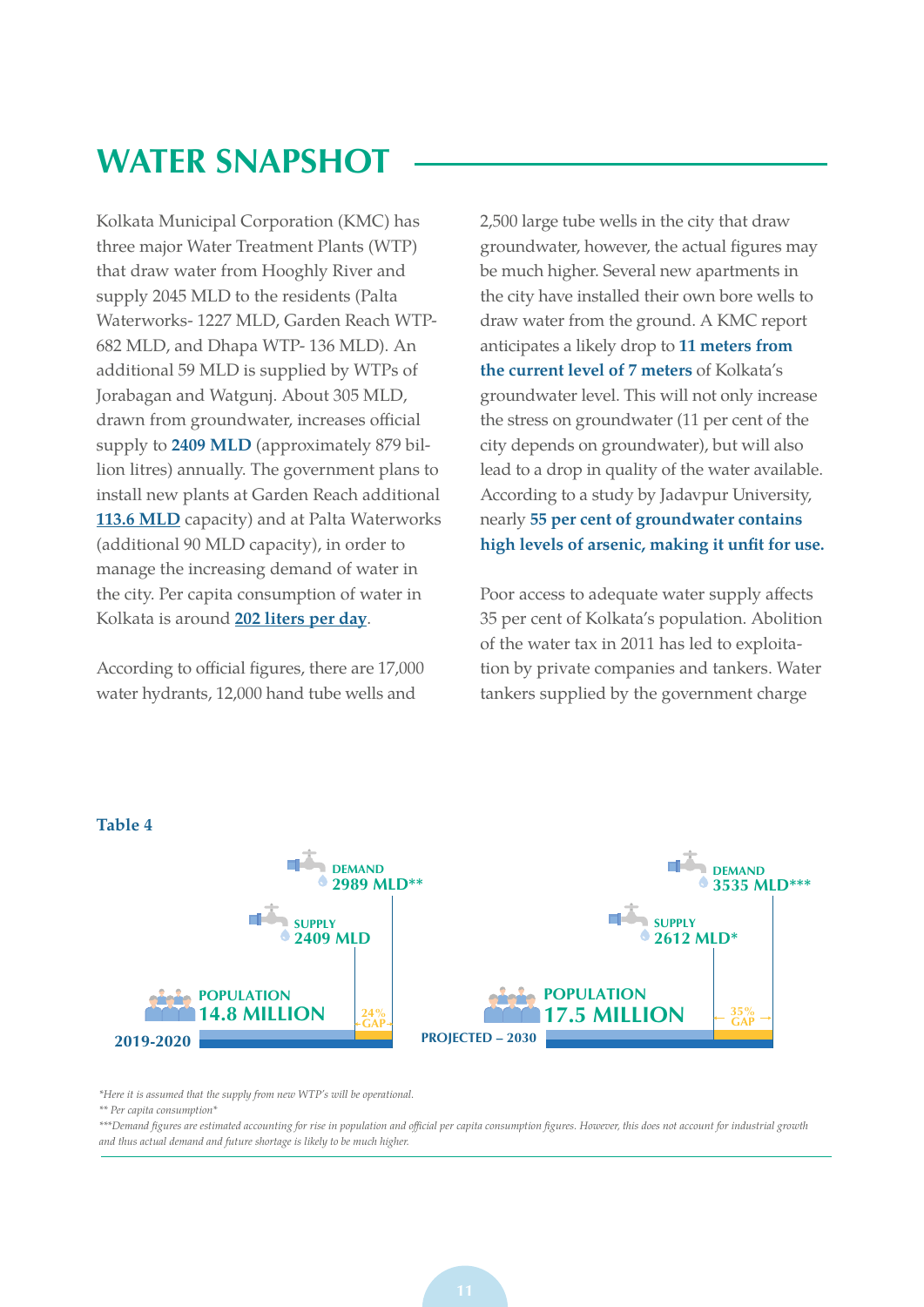# WATER SNAPSHOT

Kolkata Municipal Corporation (KMC) has three major Water Treatment Plants (WTP) that draw water from Hooghly River and supply 2045 MLD to the residents (Palta Waterworks- 1227 MLD, Garden Reach WTP- 682 MLD, and Dhapa WTP- 136 MLD). An additional 59 MLD is supplied by WTPs of Jorabagan and Watgunj. About 305 MLD, drawn from groundwater, increases official supply to **2409 MLD** (approximately 879 billion litres) annually. The government plans to install new plants at Garden Reach additional **113.6 MLD** capacity) and at Palta Waterworks (additional 90 MLD capacity), in order to manage the increasing demand of water in the city. Per capita consumption of water in Kolkata is around **202 liters per day**.

According to official figures, there are 17,000 water hydrants, 12,000 hand tube wells and 2,500 large tube wells in the city that draw groundwater, however, the actual figures may be much higher. Several new apartments in the city have installed their own bore wells to draw water from the ground. A KMC report anticipates a likely drop to **11 meters from the current level of 7 meters** of Kolkata's groundwater level. This will not only increase the stress on groundwater (11 per cent of the city depends on groundwater), but will also lead to a drop in quality of the water available. According to a study by Jadavpur University, nearly **55 per cent of groundwater contains high levels of arsenic, making it unfit for use.**

Poor access to adequate water supply affects 35 per cent of Kolkata's population. Abolition of the water tax in 2011 has led to exploitation by private companies and tankers. Water tankers supplied by the government charge

**Table 4**

| | 2019-2020 | PROJECTED – 2030 |
|---|---|---|
| POPULATION | 14.8 MILLION | 17.5 MILLION |
| SUPPLY | 2409 MLD | 2612 MLD* |
| DEMAND | 2989 MLD** | 3535 MLD*** |
| GAP | 24% | 35% |

*Here it is assumed that the supply from new WTP's will be operational.*

*\** Per capita consumption**

*\*\*\*Demand figures are estimated accounting for rise in population and official per capita consumption figures. However, this does not account for industrial growth and thus actual demand and future shortage is likely to be much higher.*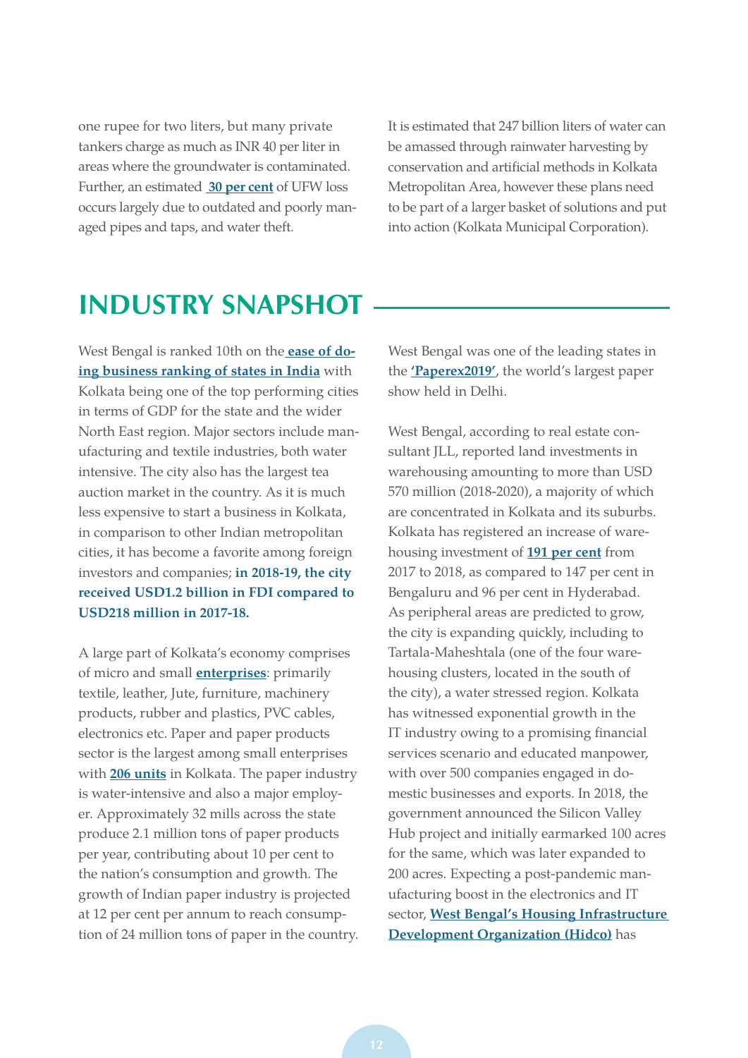one rupee for two liters, but many private tankers charge as much as INR 40 per liter in areas where the groundwater is contaminated. Further, an estimated **30 per cent** of UFW loss occurs largely due to outdated and poorly managed pipes and taps, and water theft.

It is estimated that 247 billion liters of water can be amassed through rainwater harvesting by conservation and artificial methods in Kolkata Metropolitan Area, however these plans need to be part of a larger basket of solutions and put into action (Kolkata Municipal Corporation).

## INDUSTRY SNAPSHOT

West Bengal is ranked 10th on the **ease of doing business ranking of states in India** with Kolkata being one of the top performing cities in terms of GDP for the state and the wider North East region. Major sectors include manufacturing and textile industries, both water intensive. The city also has the largest tea auction market in the country. As it is much less expensive to start a business in Kolkata, in comparison to other Indian metropolitan cities, it has become a favorite among foreign investors and companies; **in 2018-19, the city received USD1.2 billion in FDI compared to USD218 million in 2017-18.**

A large part of Kolkata's economy comprises of micro and small **enterprises**: primarily textile, leather, Jute, furniture, machinery products, rubber and plastics, PVC cables, electronics etc. Paper and paper products sector is the largest among small enterprises with **206 units** in Kolkata. The paper industry is water-intensive and also a major employer. Approximately 32 mills across the state produce 2.1 million tons of paper products per year, contributing about 10 per cent to the nation's consumption and growth. The growth of Indian paper industry is projected at 12 per cent per annum to reach consumption of 24 million tons of paper in the country.

West Bengal was one of the leading states in the **'Paperex2019'**, the world's largest paper show held in Delhi.

West Bengal, according to real estate consultant JLL, reported land investments in warehousing amounting to more than USD 570 million (2018-2020), a majority of which are concentrated in Kolkata and its suburbs. Kolkata has registered an increase of warehousing investment of **191 per cent** from 2017 to 2018, as compared to 147 per cent in Bengaluru and 96 per cent in Hyderabad. As peripheral areas are predicted to grow, the city is expanding quickly, including to Tartala-Maheshtala (one of the four warehousing clusters, located in the south of the city), a water stressed region. Kolkata has witnessed exponential growth in the IT industry owing to a promising financial services scenario and educated manpower, with over 500 companies engaged in domestic businesses and exports. In 2018, the government announced the Silicon Valley Hub project and initially earmarked 100 acres for the same, which was later expanded to 200 acres. Expecting a post-pandemic manufacturing boost in the electronics and IT sector, **West Bengal's Housing Infrastructure Development Organization (Hidco)** has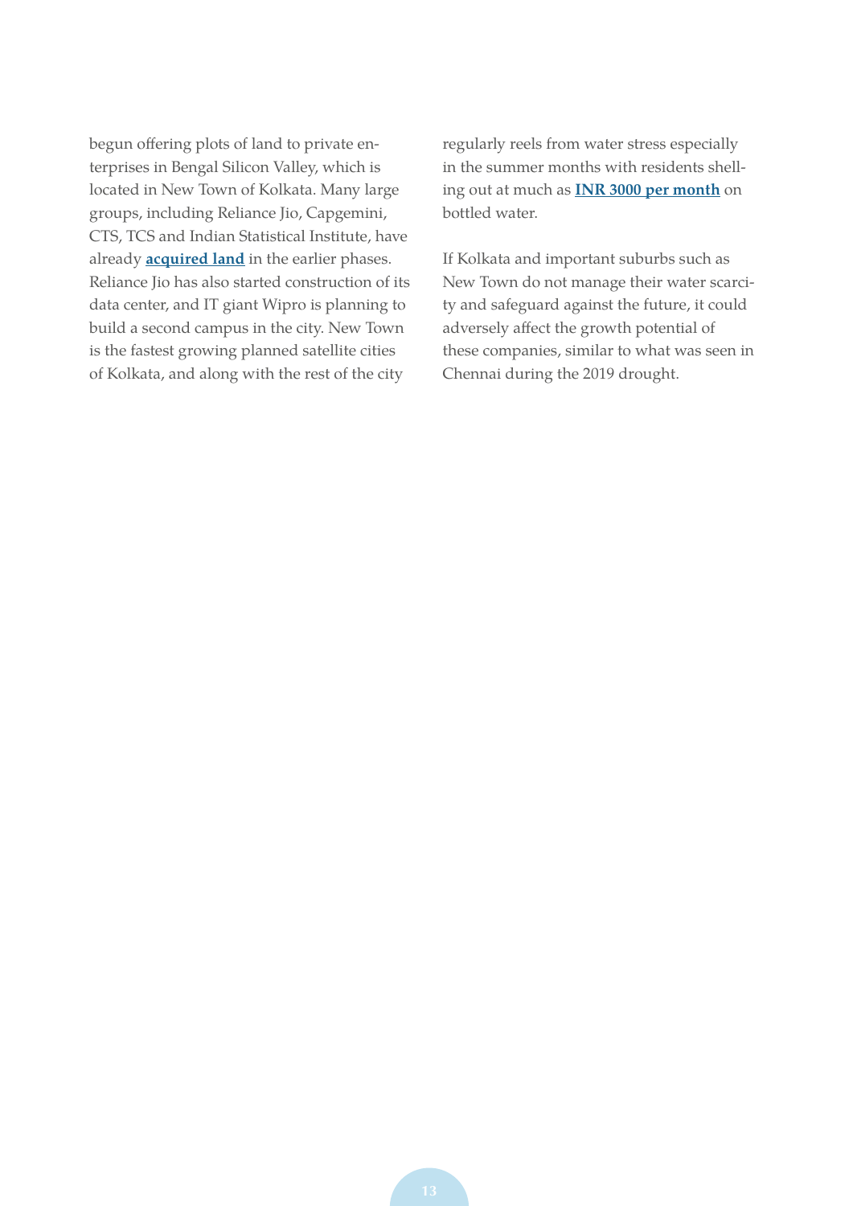begun offering plots of land to private enterprises in Bengal Silicon Valley, which is located in New Town of Kolkata. Many large groups, including Reliance Jio, Capgemini, CTS, TCS and Indian Statistical Institute, have already **acquired land** in the earlier phases. Reliance Jio has also started construction of its data center, and IT giant Wipro is planning to build a second campus in the city. New Town is the fastest growing planned satellite cities of Kolkata, and along with the rest of the city regularly reels from water stress especially in the summer months with residents shelling out at much as **INR 3000 per month** on bottled water.

If Kolkata and important suburbs such as New Town do not manage their water scarcity and safeguard against the future, it could adversely affect the growth potential of these companies, similar to what was seen in Chennai during the 2019 drought.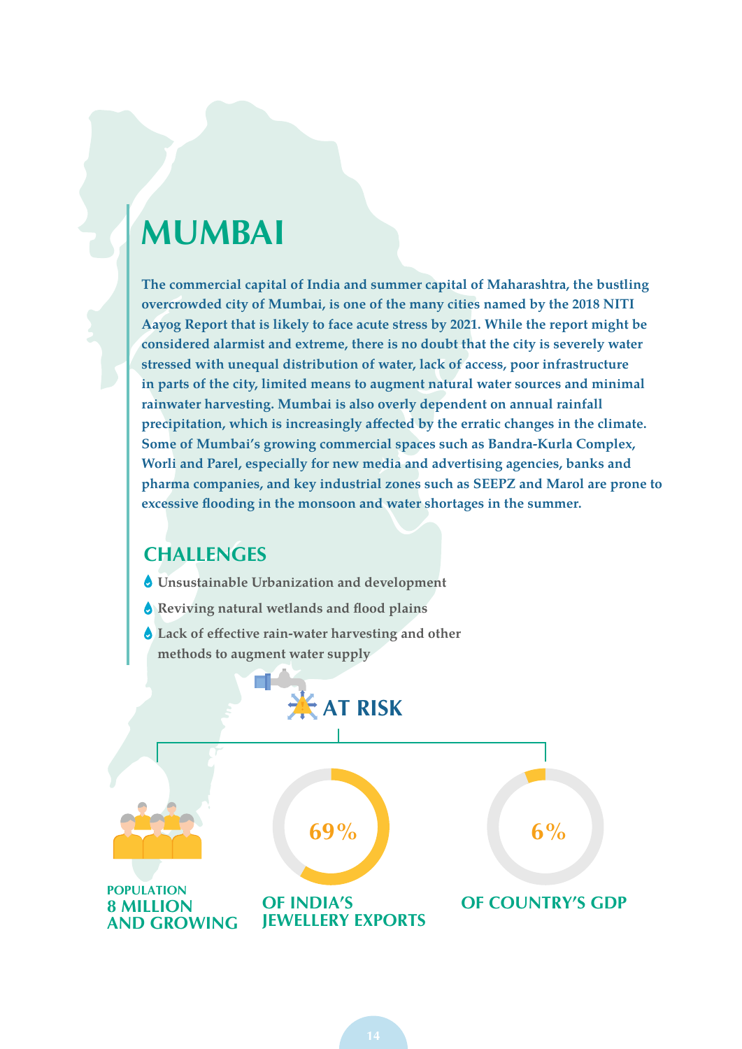# MUMBAI

**The commercial capital of India and summer capital of Maharashtra, the bustling overcrowded city of Mumbai, is one of the many cities named by the 2018 NITI Aayog Report that is likely to face acute stress by 2021. While the report might be considered alarmist and extreme, there is no doubt that the city is severely water stressed with unequal distribution of water, lack of access, poor infrastructure in parts of the city, limited means to augment natural water sources and minimal rainwater harvesting. Mumbai is also overly dependent on annual rainfall precipitation, which is increasingly affected by the erratic changes in the climate. Some of Mumbai's growing commercial spaces such as Bandra-Kurla Complex, Worli and Parel, especially for new media and advertising agencies, banks and pharma companies, and key industrial zones such as SEEPZ and Marol are prone to excessive flooding in the monsoon and water shortages in the summer.**

## CHALLENGES

- **Unsustainable Urbanization and development**
- **Reviving natural wetlands and flood plains**
- **Lack of effective rain-water harvesting and other methods to augment water supply**

## AT RISK

**POPULATION**
**8 MILLION AND GROWING**

**69%**
**OF INDIA'S JEWELLERY EXPORTS**

**6%**
**OF COUNTRY'S GDP**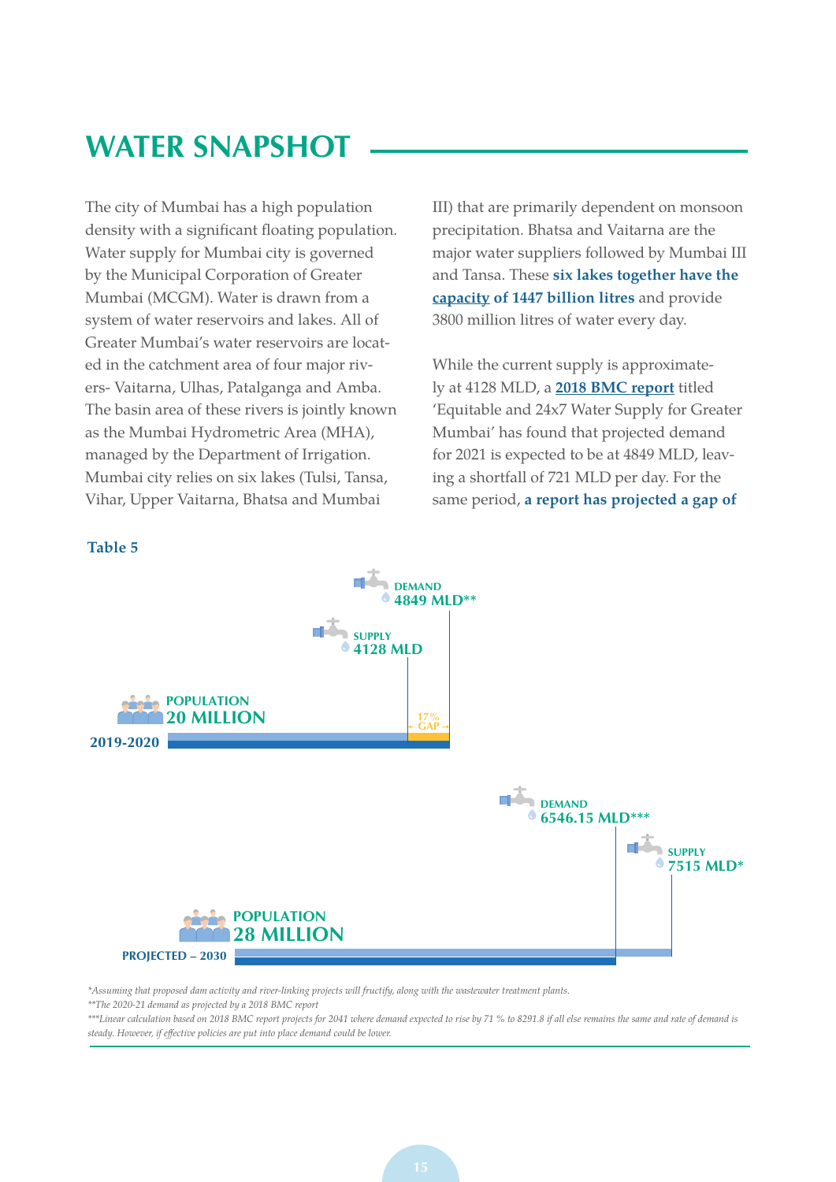# WATER SNAPSHOT

The city of Mumbai has a high population density with a significant floating population. Water supply for Mumbai city is governed by the Municipal Corporation of Greater Mumbai (MCGM). Water is drawn from a system of water reservoirs and lakes. All of Greater Mumbai's water reservoirs are located in the catchment area of four major rivers- Vaitarna, Ulhas, Patalganga and Amba. The basin area of these rivers is jointly known as the Mumbai Hydrometric Area (MHA), managed by the Department of Irrigation. Mumbai city relies on six lakes (Tulsi, Tansa, Vihar, Upper Vaitarna, Bhatsa and Mumbai III) that are primarily dependent on monsoon precipitation. Bhatsa and Vaitarna are the major water suppliers followed by Mumbai III and Tansa. These **six lakes together have the capacity of 1447 billion litres** and provide 3800 million litres of water every day.

While the current supply is approximately at 4128 MLD, a **2018 BMC report** titled 'Equitable and 24x7 Water Supply for Greater Mumbai' has found that projected demand for 2021 is expected to be at 4849 MLD, leaving a shortfall of 721 MLD per day. For the same period, **a report has projected a gap of**

**Table 5**

| Period | Population | Supply | Demand | Gap |
|---|---|---|---|---|
| 2019-2020 | 20 MILLION | 4128 MLD | 4849 MLD** | 17% GAP |
| PROJECTED – 2030 | 28 MILLION | 7515 MLD* | 6546.15 MLD*** | |

*Assuming that proposed dam activity and river-linking projects will fructify, along with the wastewater treatment plants.*

*\*\*The 2020-21 demand as projected by a 2018 BMC report*

*\*\*\*Linear calculation based on 2018 BMC report projects for 2041 where demand expected to rise by 71 % to 8291.8 if all else remains the same and rate of demand is steady. However, if effective policies are put into place demand could be lower.*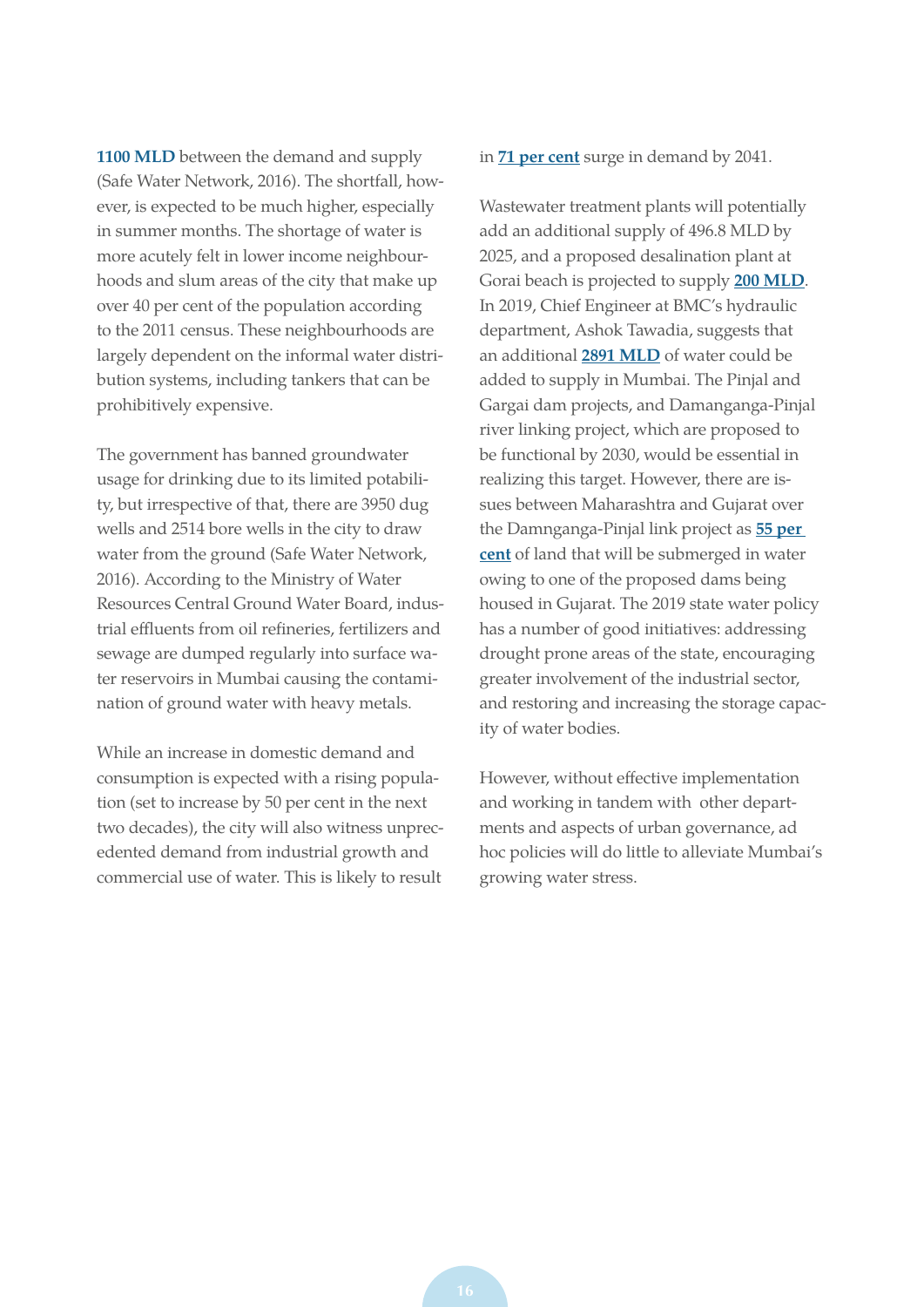**1100 MLD** between the demand and supply (Safe Water Network, 2016). The shortfall, however, is expected to be much higher, especially in summer months. The shortage of water is more acutely felt in lower income neighbourhoods and slum areas of the city that make up over 40 per cent of the population according to the 2011 census. These neighbourhoods are largely dependent on the informal water distribution systems, including tankers that can be prohibitively expensive.

The government has banned groundwater usage for drinking due to its limited potability, but irrespective of that, there are 3950 dug wells and 2514 bore wells in the city to draw water from the ground (Safe Water Network, 2016). According to the Ministry of Water Resources Central Ground Water Board, industrial effluents from oil refineries, fertilizers and sewage are dumped regularly into surface water reservoirs in Mumbai causing the contamination of ground water with heavy metals.

While an increase in domestic demand and consumption is expected with a rising population (set to increase by 50 per cent in the next two decades), the city will also witness unprecedented demand from industrial growth and commercial use of water. This is likely to result in **71 per cent** surge in demand by 2041.

Wastewater treatment plants will potentially add an additional supply of 496.8 MLD by 2025, and a proposed desalination plant at Gorai beach is projected to supply **200 MLD**. In 2019, Chief Engineer at BMC's hydraulic department, Ashok Tawadia, suggests that an additional **2891 MLD** of water could be added to supply in Mumbai. The Pinjal and Gargai dam projects, and Damanganga-Pinjal river linking project, which are proposed to be functional by 2030, would be essential in realizing this target. However, there are issues between Maharashtra and Gujarat over the Damnganga-Pinjal link project as **55 per cent** of land that will be submerged in water owing to one of the proposed dams being housed in Gujarat. The 2019 state water policy has a number of good initiatives: addressing drought prone areas of the state, encouraging greater involvement of the industrial sector, and restoring and increasing the storage capacity of water bodies.

However, without effective implementation and working in tandem with other departments and aspects of urban governance, ad hoc policies will do little to alleviate Mumbai's growing water stress.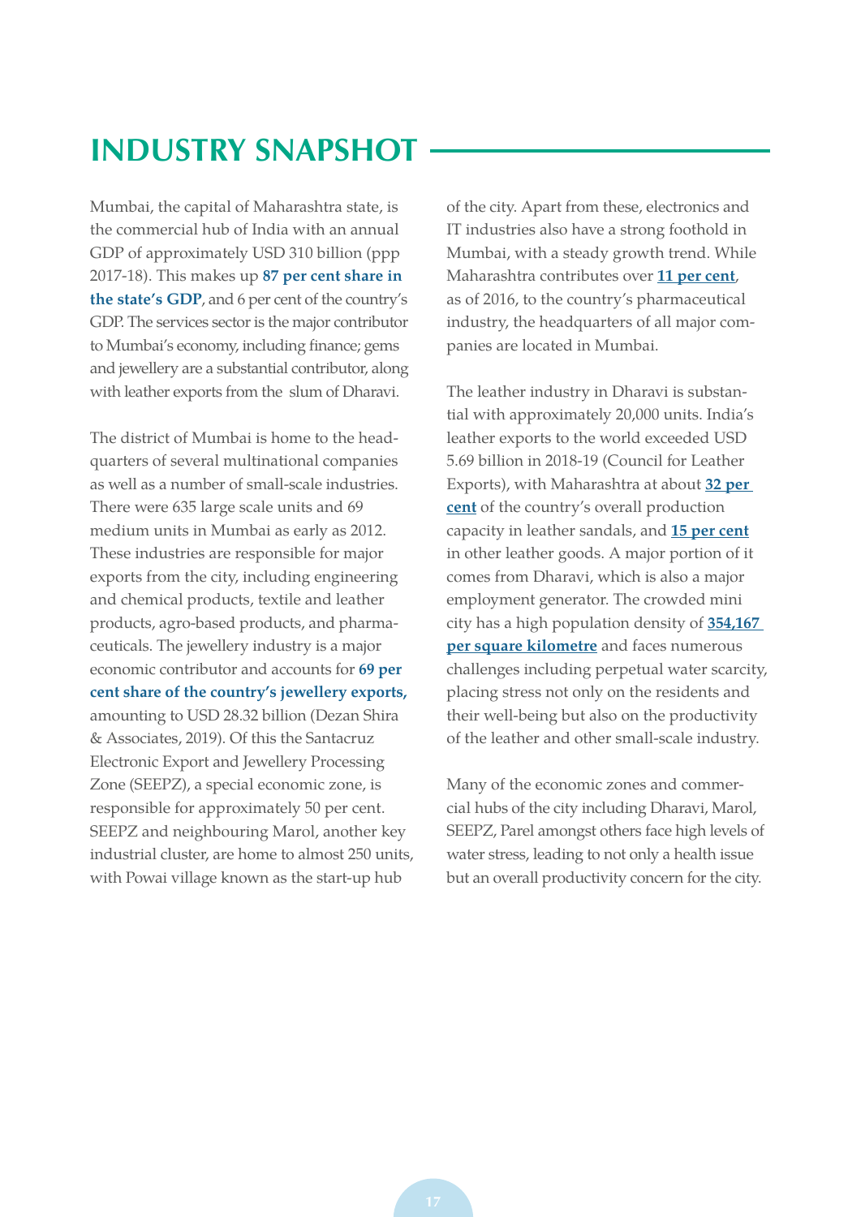# INDUSTRY SNAPSHOT

Mumbai, the capital of Maharashtra state, is the commercial hub of India with an annual GDP of approximately USD 310 billion (ppp 2017-18). This makes up **87 per cent share in the state's GDP**, and 6 per cent of the country's GDP. The services sector is the major contributor to Mumbai's economy, including finance; gems and jewellery are a substantial contributor, along with leather exports from the slum of Dharavi.

The district of Mumbai is home to the headquarters of several multinational companies as well as a number of small-scale industries. There were 635 large scale units and 69 medium units in Mumbai as early as 2012. These industries are responsible for major exports from the city, including engineering and chemical products, textile and leather products, agro-based products, and pharmaceuticals. The jewellery industry is a major economic contributor and accounts for **69 per cent share of the country's jewellery exports,** amounting to USD 28.32 billion (Dezan Shira & Associates, 2019). Of this the Santacruz Electronic Export and Jewellery Processing Zone (SEEPZ), a special economic zone, is responsible for approximately 50 per cent. SEEPZ and neighbouring Marol, another key industrial cluster, are home to almost 250 units, with Powai village known as the start-up hub of the city. Apart from these, electronics and IT industries also have a strong foothold in Mumbai, with a steady growth trend. While Maharashtra contributes over **11 per cent**, as of 2016, to the country's pharmaceutical industry, the headquarters of all major companies are located in Mumbai.

The leather industry in Dharavi is substantial with approximately 20,000 units. India's leather exports to the world exceeded USD 5.69 billion in 2018-19 (Council for Leather Exports), with Maharashtra at about **32 per cent** of the country's overall production capacity in leather sandals, and **15 per cent** in other leather goods. A major portion of it comes from Dharavi, which is also a major employment generator. The crowded mini city has a high population density of **354,167 per square kilometre** and faces numerous challenges including perpetual water scarcity, placing stress not only on the residents and their well-being but also on the productivity of the leather and other small-scale industry.

Many of the economic zones and commercial hubs of the city including Dharavi, Marol, SEEPZ, Parel amongst others face high levels of water stress, leading to not only a health issue but an overall productivity concern for the city.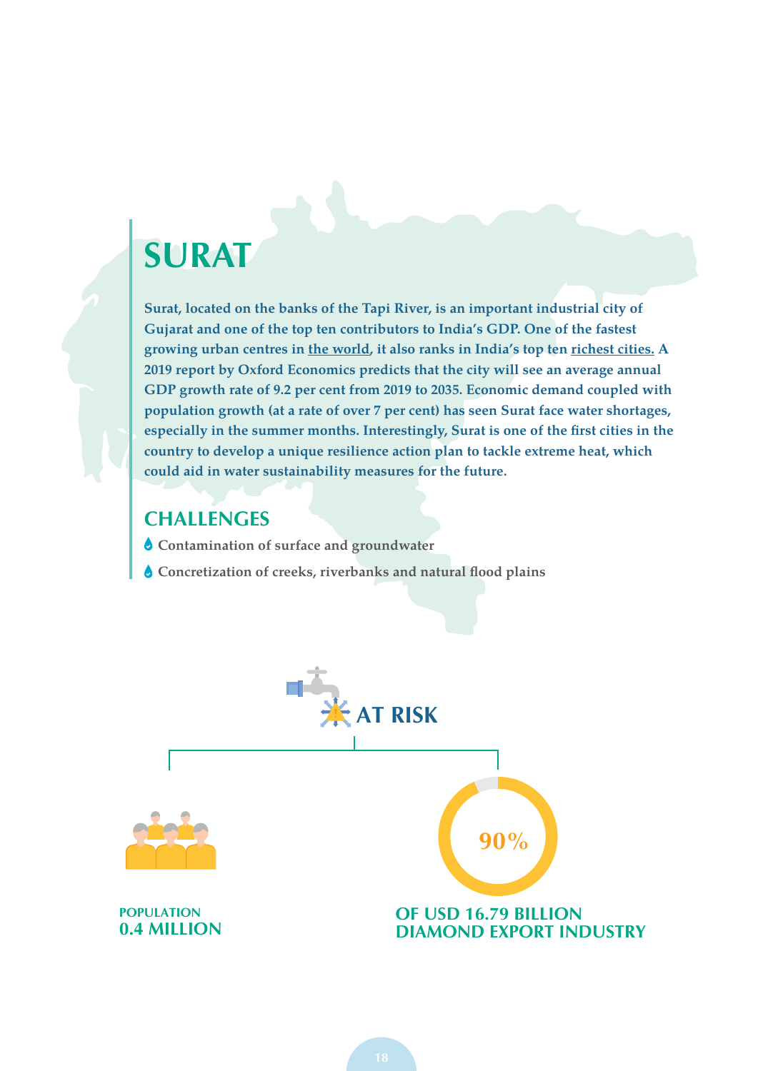# SURAT

**Surat, located on the banks of the Tapi River, is an important industrial city of Gujarat and one of the top ten contributors to India's GDP. One of the fastest growing urban centres in the world, it also ranks in India's top ten richest cities. A 2019 report by Oxford Economics predicts that the city will see an average annual GDP growth rate of 9.2 per cent from 2019 to 2035. Economic demand coupled with population growth (at a rate of over 7 per cent) has seen Surat face water shortages, especially in the summer months. Interestingly, Surat is one of the first cities in the country to develop a unique resilience action plan to tackle extreme heat, which could aid in water sustainability measures for the future.**

## CHALLENGES

- **Contamination of surface and groundwater**
- **Concretization of creeks, riverbanks and natural flood plains**

## AT RISK

**POPULATION**
**0.4 MILLION**

**90%**

**OF USD 16.79 BILLION DIAMOND EXPORT INDUSTRY**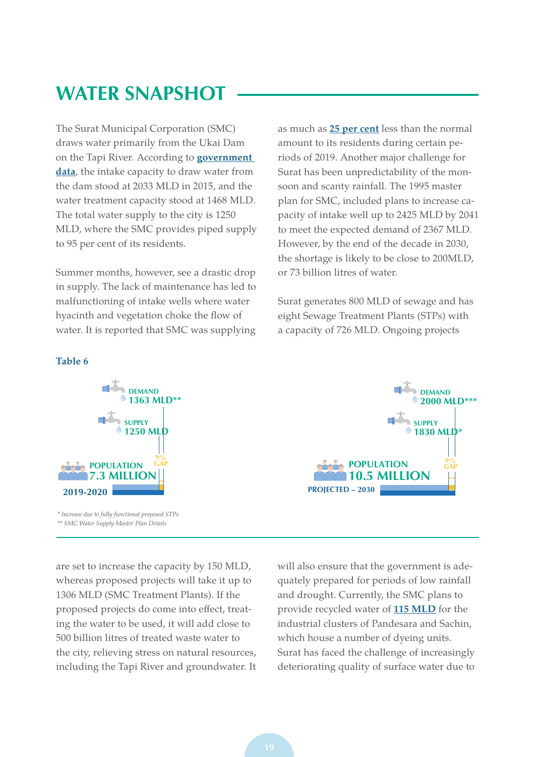# WATER SNAPSHOT

The Surat Municipal Corporation (SMC) draws water primarily from the Ukai Dam on the Tapi River. According to **government data**, the intake capacity to draw water from the dam stood at 2033 MLD in 2015, and the water treatment capacity stood at 1468 MLD. The total water supply to the city is 1250 MLD, where the SMC provides piped supply to 95 per cent of its residents.

Summer months, however, see a drastic drop in supply. The lack of maintenance has led to malfunctioning of intake wells where water hyacinth and vegetation choke the flow of water. It is reported that SMC was supplying as much as **25 per cent** less than the normal amount to its residents during certain periods of 2019. Another major challenge for Surat has been unpredictability of the monsoon and scanty rainfall. The 1995 master plan for SMC, included plans to increase capacity of intake well up to 2425 MLD by 2041 to meet the expected demand of 2367 MLD. However, by the end of the decade in 2030, the shortage is likely to be close to 200MLD, or 73 billion litres of water.

Surat generates 800 MLD of sewage and has eight Sewage Treatment Plants (STPs) with a capacity of 726 MLD. Ongoing projects are set to increase the capacity by 150 MLD, whereas proposed projects will take it up to 1306 MLD (SMC Treatment Plants). If the proposed projects do come into effect, treating the water to be used, it will add close to 500 billion litres of treated waste water to the city, relieving stress on natural resources, including the Tapi River and groundwater. It will also ensure that the government is adequately prepared for periods of low rainfall and drought. Currently, the SMC plans to provide recycled water of **115 MLD** for the industrial clusters of Pandesara and Sachin, which house a number of dyeing units. Surat has faced the challenge of increasingly deteriorating quality of surface water due to

**Table 6**

| | 2019-2020 | PROJECTED – 2030 |
|---|---|---|
| DEMAND | 1363 MLD** | 2000 MLD*** |
| SUPPLY | 1250 MLD | 1830 MLD* |
| GAP | 9% | 9% |
| POPULATION | 7.3 MILLION | 10.5 MILLION |

*\* Increase due to fully functional proposed STPs*

*\*\* SMC Water Supply Master Plan Details*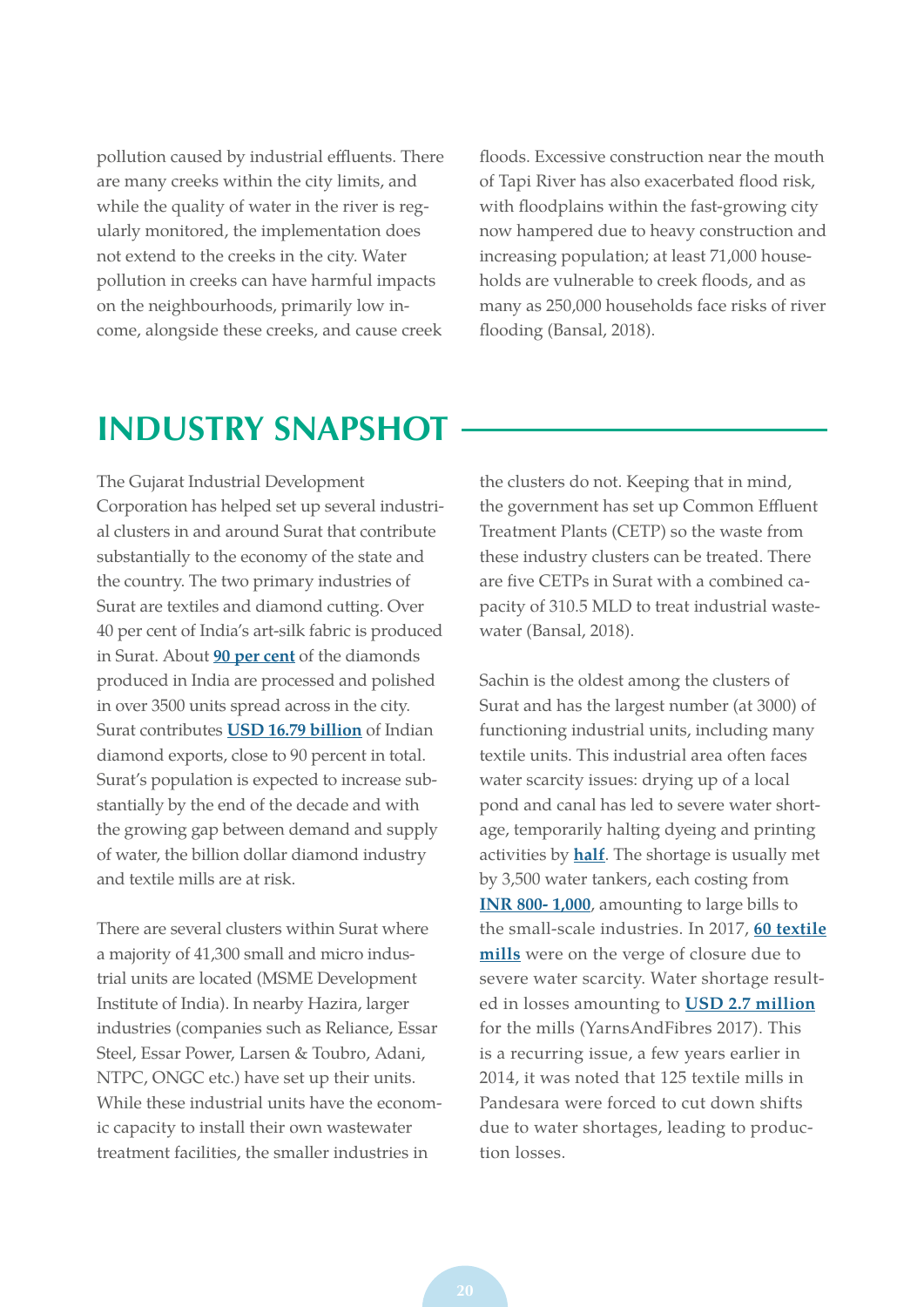pollution caused by industrial effluents. There are many creeks within the city limits, and while the quality of water in the river is regularly monitored, the implementation does not extend to the creeks in the city. Water pollution in creeks can have harmful impacts on the neighbourhoods, primarily low income, alongside these creeks, and cause creek floods. Excessive construction near the mouth of Tapi River has also exacerbated flood risk, with floodplains within the fast-growing city now hampered due to heavy construction and increasing population; at least 71,000 households are vulnerable to creek floods, and as many as 250,000 households face risks of river flooding (Bansal, 2018).

## INDUSTRY SNAPSHOT

The Gujarat Industrial Development Corporation has helped set up several industrial clusters in and around Surat that contribute substantially to the economy of the state and the country. The two primary industries of Surat are textiles and diamond cutting. Over 40 per cent of India's art-silk fabric is produced in Surat. About **90 per cent** of the diamonds produced in India are processed and polished in over 3500 units spread across in the city. Surat contributes **USD 16.79 billion** of Indian diamond exports, close to 90 percent in total. Surat's population is expected to increase substantially by the end of the decade and with the growing gap between demand and supply of water, the billion dollar diamond industry and textile mills are at risk.

There are several clusters within Surat where a majority of 41,300 small and micro industrial units are located (MSME Development Institute of India). In nearby Hazira, larger industries (companies such as Reliance, Essar Steel, Essar Power, Larsen & Toubro, Adani, NTPC, ONGC etc.) have set up their units. While these industrial units have the economic capacity to install their own wastewater treatment facilities, the smaller industries in the clusters do not. Keeping that in mind, the government has set up Common Effluent Treatment Plants (CETP) so the waste from these industry clusters can be treated. There are five CETPs in Surat with a combined capacity of 310.5 MLD to treat industrial wastewater (Bansal, 2018).

Sachin is the oldest among the clusters of Surat and has the largest number (at 3000) of functioning industrial units, including many textile units. This industrial area often faces water scarcity issues: drying up of a local pond and canal has led to severe water shortage, temporarily halting dyeing and printing activities by **half**. The shortage is usually met by 3,500 water tankers, each costing from **INR 800- 1,000**, amounting to large bills to the small-scale industries. In 2017, **60 textile mills** were on the verge of closure due to severe water scarcity. Water shortage resulted in losses amounting to **USD 2.7 million** for the mills (YarnsAndFibres 2017). This is a recurring issue, a few years earlier in 2014, it was noted that 125 textile mills in Pandesara were forced to cut down shifts due to water shortages, leading to production losses.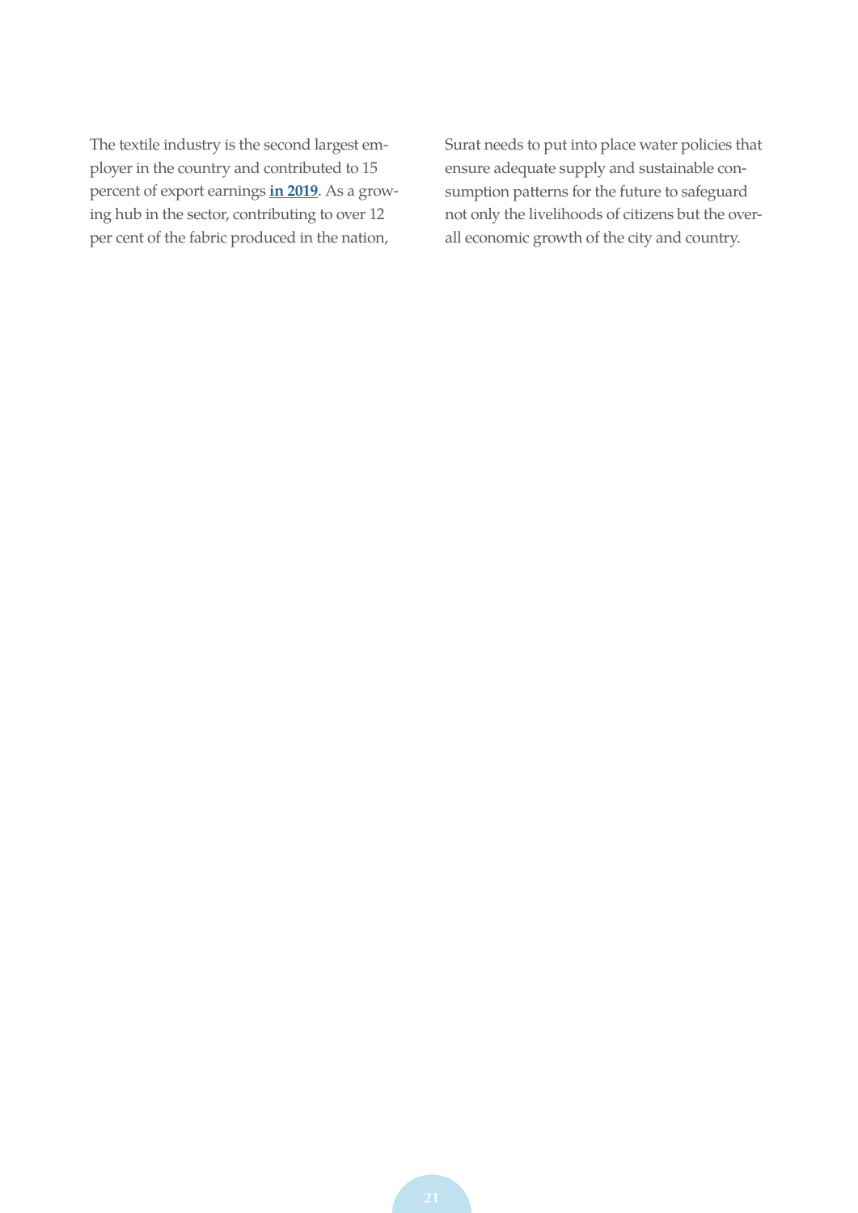The textile industry is the second largest employer in the country and contributed to 15 percent of export earnings **in 2019**. As a growing hub in the sector, contributing to over 12 per cent of the fabric produced in the nation, Surat needs to put into place water policies that ensure adequate supply and sustainable consumption patterns for the future to safeguard not only the livelihoods of citizens but the overall economic growth of the city and country.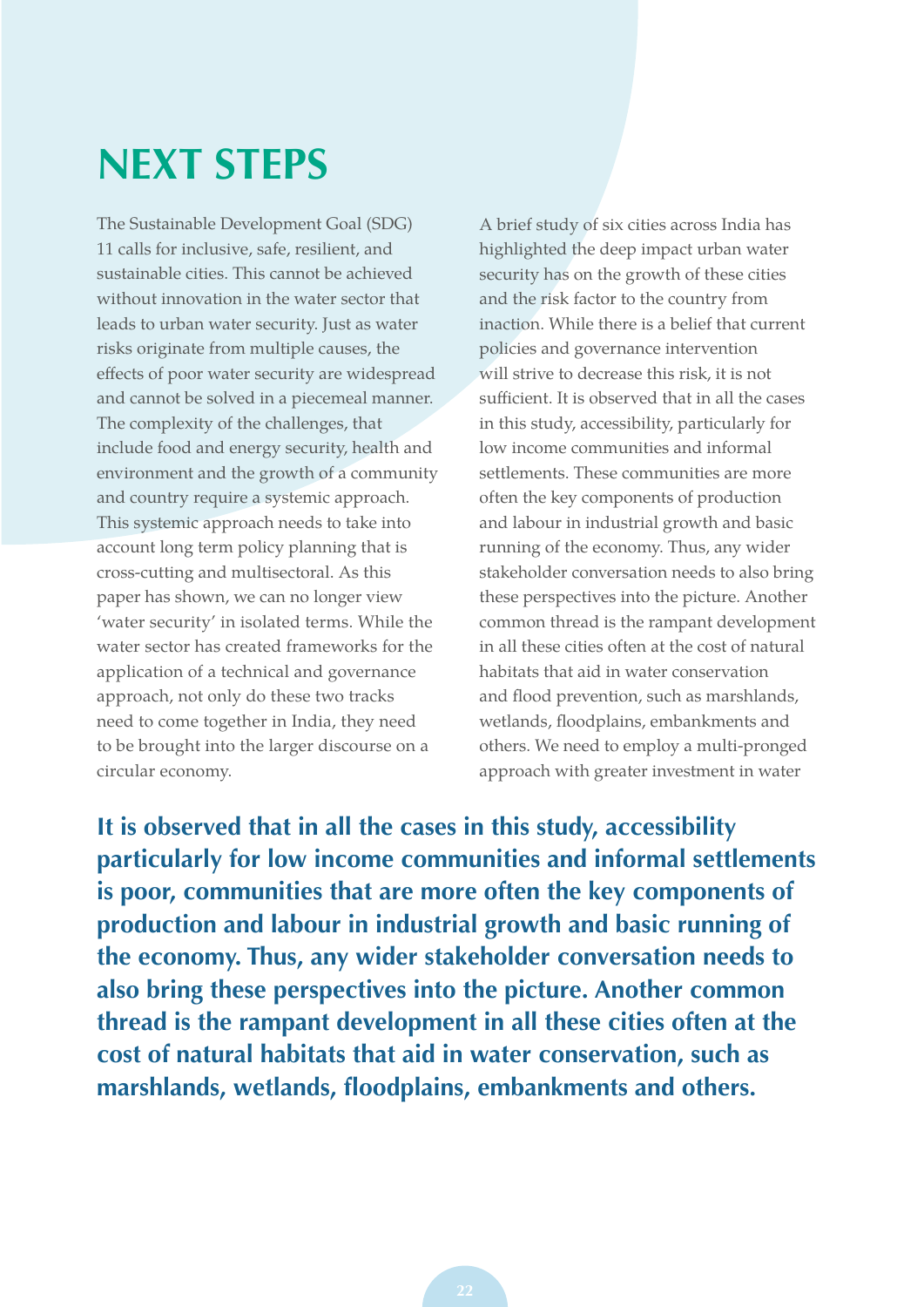# NEXT STEPS

The Sustainable Development Goal (SDG) 11 calls for inclusive, safe, resilient, and sustainable cities. This cannot be achieved without innovation in the water sector that leads to urban water security. Just as water risks originate from multiple causes, the effects of poor water security are widespread and cannot be solved in a piecemeal manner. The complexity of the challenges, that include food and energy security, health and environment and the growth of a community and country require a systemic approach. This systemic approach needs to take into account long term policy planning that is cross-cutting and multisectoral. As this paper has shown, we can no longer view 'water security' in isolated terms. While the water sector has created frameworks for the application of a technical and governance approach, not only do these two tracks need to come together in India, they need to be brought into the larger discourse on a circular economy.

A brief study of six cities across India has highlighted the deep impact urban water security has on the growth of these cities and the risk factor to the country from inaction. While there is a belief that current policies and governance intervention will strive to decrease this risk, it is not sufficient. It is observed that in all the cases in this study, accessibility, particularly for low income communities and informal settlements. These communities are more often the key components of production and labour in industrial growth and basic running of the economy. Thus, any wider stakeholder conversation needs to also bring these perspectives into the picture. Another common thread is the rampant development in all these cities often at the cost of natural habitats that aid in water conservation and flood prevention, such as marshlands, wetlands, floodplains, embankments and others. We need to employ a multi-pronged approach with greater investment in water

**It is observed that in all the cases in this study, accessibility particularly for low income communities and informal settlements is poor, communities that are more often the key components of production and labour in industrial growth and basic running of the economy. Thus, any wider stakeholder conversation needs to also bring these perspectives into the picture. Another common thread is the rampant development in all these cities often at the cost of natural habitats that aid in water conservation, such as marshlands, wetlands, floodplains, embankments and others.**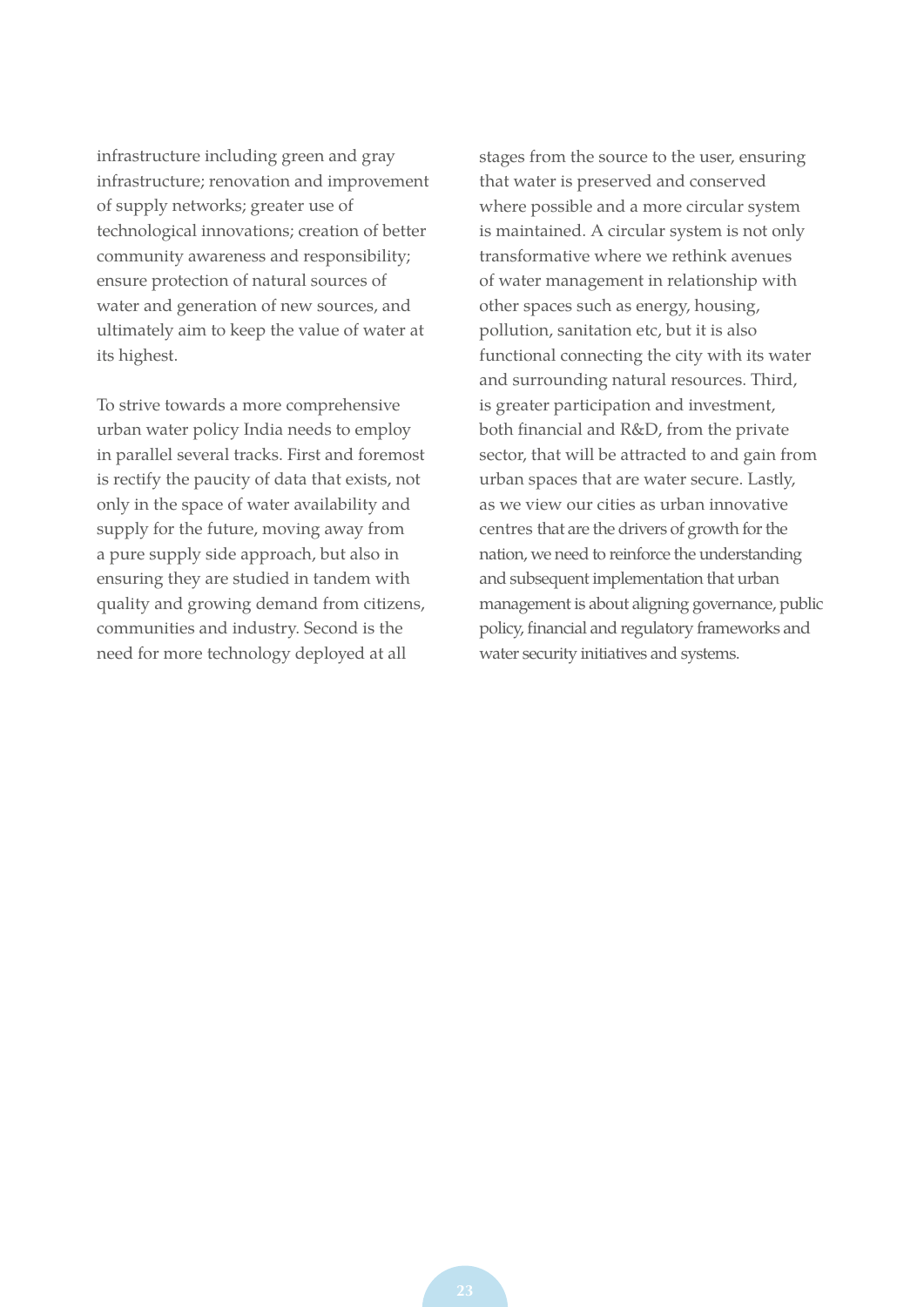infrastructure including green and gray infrastructure; renovation and improvement of supply networks; greater use of technological innovations; creation of better community awareness and responsibility; ensure protection of natural sources of water and generation of new sources, and ultimately aim to keep the value of water at its highest.

To strive towards a more comprehensive urban water policy India needs to employ in parallel several tracks. First and foremost is rectify the paucity of data that exists, not only in the space of water availability and supply for the future, moving away from a pure supply side approach, but also in ensuring they are studied in tandem with quality and growing demand from citizens, communities and industry. Second is the need for more technology deployed at all stages from the source to the user, ensuring that water is preserved and conserved where possible and a more circular system is maintained. A circular system is not only transformative where we rethink avenues of water management in relationship with other spaces such as energy, housing, pollution, sanitation etc, but it is also functional connecting the city with its water and surrounding natural resources. Third, is greater participation and investment, both financial and R&D, from the private sector, that will be attracted to and gain from urban spaces that are water secure. Lastly, as we view our cities as urban innovative centres that are the drivers of growth for the nation, we need to reinforce the understanding and subsequent implementation that urban management is about aligning governance, public policy, financial and regulatory frameworks and water security initiatives and systems.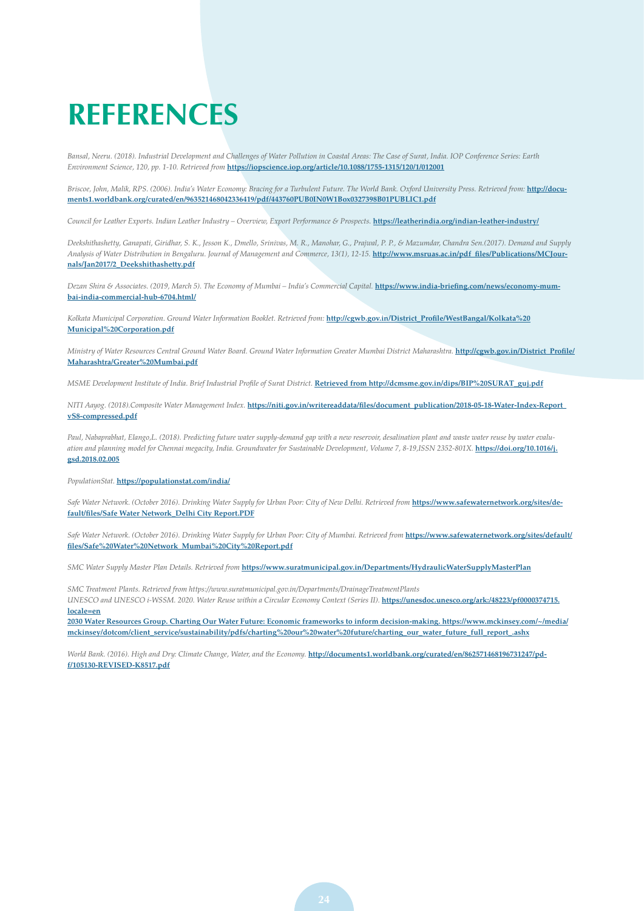# REFERENCES

*Bansal, Neeru. (2018). Industrial Development and Challenges of Water Pollution in Coastal Areas: The Case of Surat, India. IOP Conference Series: Earth Environment Science, 120, pp. 1-10. Retrieved from* **https://iopscience.iop.org/article/10.1088/1755-1315/120/1/012001**

*Briscoe, John, Malik, RPS. (2006). India's Water Economy: Bracing for a Turbulent Future. The World Bank. Oxford University Press. Retrieved from:* **http://documents1.worldbank.org/curated/en/963521468042336419/pdf/443760PUB0IN0W1Box0327398B01PUBLIC1.pdf**

*Council for Leather Exports. Indian Leather Industry – Overview, Export Performance & Prospects.* **https://leatherindia.org/indian-leather-industry/**

*Deekshithashetty, Ganapati, Giridhar, S. K., Jesson K., Dmello, Srinivas, M. R., Manohar, G., Prajwal, P. P., & Mazumdar, Chandra Sen.(2017). Demand and Supply Analysis of Water Distribution in Bengaluru. Journal of Management and Commerce, 13(1), 12-15.* **http://www.msruas.ac.in/pdf_files/Publications/MCJournals/Jan2017/2_Deekshithashetty.pdf**

*Dezan Shira & Associates. (2019, March 5). The Economy of Mumbai – India's Commercial Capital.* **https://www.india-briefing.com/news/economy-mumbai-india-commercial-hub-6704.html/**

*Kolkata Municipal Corporation. Ground Water Information Booklet. Retrieved from:* **http://cgwb.gov.in/District_Profile/WestBangal/Kolkata%20Municipal%20Corporation.pdf**

*Ministry of Water Resources Central Ground Water Board. Ground Water Information Greater Mumbai District Maharashtra.* **http://cgwb.gov.in/District_Profile/Maharashtra/Greater%20Mumbai.pdf**

*MSME Development Institute of India. Brief Industrial Profile of Surat District.* **Retrieved from http://dcmsme.gov.in/dips/BIP%20SURAT_guj.pdf**

*NITI Aayog. (2018).Composite Water Management Index.* **https://niti.gov.in/writereaddata/files/document_publication/2018-05-18-Water-Index-Report_vS8-compressed.pdf**

*Paul, Nabaprabhat, Elango,L. (2018). Predicting future water supply-demand gap with a new reservoir, desalination plant and waste water reuse by water evaluation and planning model for Chennai megacity, India. Groundwater for Sustainable Development, Volume 7, 8-19,ISSN 2352-801X.* **https://doi.org/10.1016/j.gsd.2018.02.005**

*PopulationStat.* **https://populationstat.com/india/**

*Safe Water Network. (October 2016). Drinking Water Supply for Urban Poor: City of New Delhi. Retrieved from* **https://www.safewaternetwork.org/sites/default/files/Safe Water Network_Delhi City Report.PDF**

*Safe Water Network. (October 2016). Drinking Water Supply for Urban Poor: City of Mumbai. Retrieved from* **https://www.safewaternetwork.org/sites/default/files/Safe%20Water%20Network_Mumbai%20City%20Report.pdf**

*SMC Water Supply Master Plan Details. Retrieved from* **https://www.suratmunicipal.gov.in/Departments/HydraulicWaterSupplyMasterPlan**

*SMC Treatment Plants. Retrieved from https://www.suratmunicipal.gov.in/Departments/DrainageTreatmentPlants*

*UNESCO and UNESCO i-WSSM. 2020. Water Reuse within a Circular Economy Context (Series II).* **https://unesdoc.unesco.org/ark:/48223/pf0000374715.locale=en**

**2030 Water Resources Group. Charting Our Water Future: Economic frameworks to inform decision-making. https://www.mckinsey.com/~/media/mckinsey/dotcom/client_service/sustainability/pdfs/charting%20our%20water%20future/charting_our_water_future_full_report_.ashx**

*World Bank. (2016). High and Dry: Climate Change, Water, and the Economy.* **http://documents1.worldbank.org/curated/en/862571468196731247/pdf/105130-REVISED-K8517.pdf**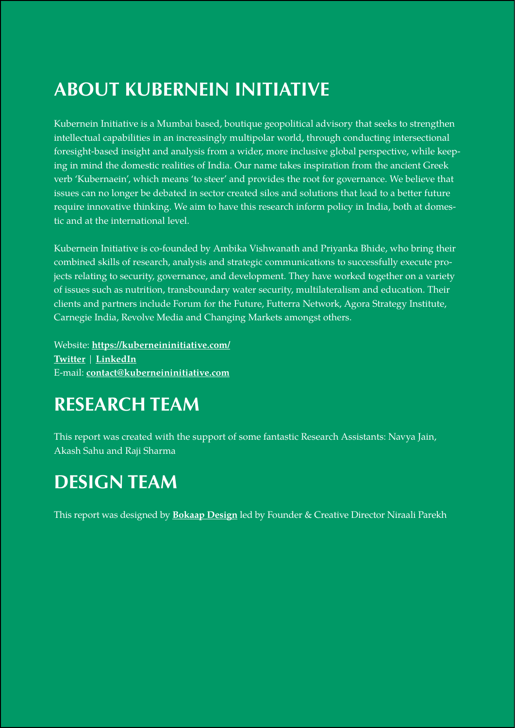# ABOUT KUBERNEIN INITIATIVE

Kubernein Initiative is a Mumbai based, boutique geopolitical advisory that seeks to strengthen intellectual capabilities in an increasingly multipolar world, through conducting intersectional foresight-based insight and analysis from a wider, more inclusive global perspective, while keeping in mind the domestic realities of India. Our name takes inspiration from the ancient Greek verb 'Kubernaein', which means 'to steer' and provides the root for governance. We believe that issues can no longer be debated in sector created silos and solutions that lead to a better future require innovative thinking. We aim to have this research inform policy in India, both at domestic and at the international level.

Kubernein Initiative is co-founded by Ambika Vishwanath and Priyanka Bhide, who bring their combined skills of research, analysis and strategic communications to successfully execute projects relating to security, governance, and development. They have worked together on a variety of issues such as nutrition, transboundary water security, multilateralism and education. Their clients and partners include Forum for the Future, Futterra Network, Agora Strategy Institute, Carnegie India, Revolve Media and Changing Markets amongst others.

Website: **https://kuberneininitiative.com/**
**Twitter** | **LinkedIn**
E-mail: **contact@kuberneininitiative.com**

# RESEARCH TEAM

This report was created with the support of some fantastic Research Assistants: Navya Jain, Akash Sahu and Raji Sharma

# DESIGN TEAM

This report was designed by **Bokaap Design** led by Founder & Creative Director Niraali Parekh